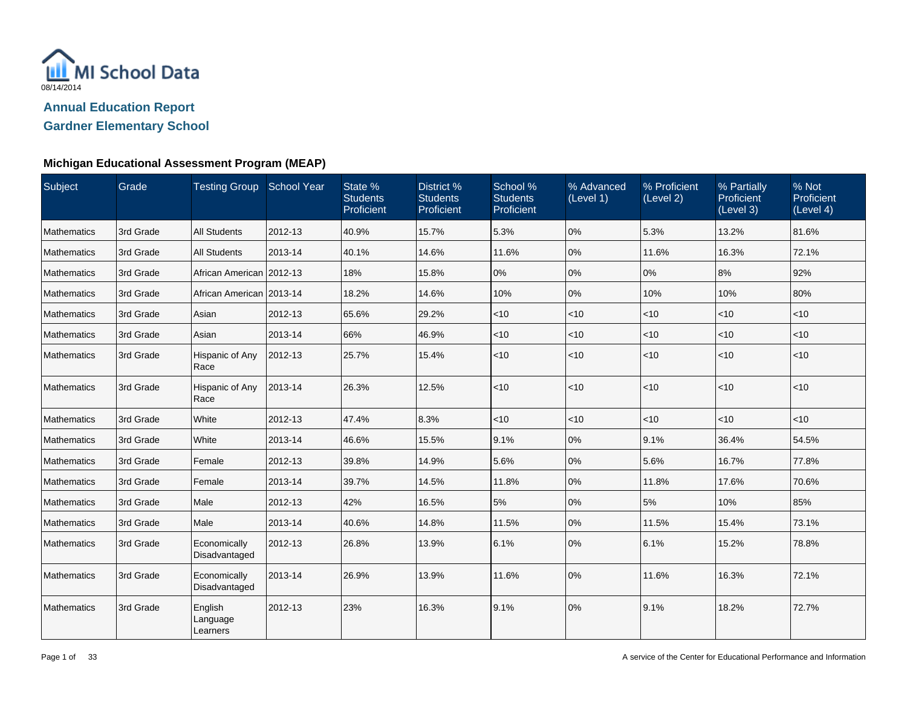MI School Data

08/14/2014

## Annual Education Report

## Gardner Elementary School

### Michigan Educational Assessment Program (MEAP)

| Subject | Grade | Testing Group | School Year | State % Students Proficient | District % Students Proficient | School % Students Proficient | % Advanced (Level 1) | % Proficient (Level 2) | % Partially Proficient (Level 3) | % Not Proficient (Level 4) |
|---|---|---|---|---|---|---|---|---|---|---|
| Mathematics | 3rd Grade | All Students | 2012-13 | 40.9% | 15.7% | 5.3% | 0% | 5.3% | 13.2% | 81.6% |
| Mathematics | 3rd Grade | All Students | 2013-14 | 40.1% | 14.6% | 11.6% | 0% | 11.6% | 16.3% | 72.1% |
| Mathematics | 3rd Grade | African American | 2012-13 | 18% | 15.8% | 0% | 0% | 0% | 8% | 92% |
| Mathematics | 3rd Grade | African American | 2013-14 | 18.2% | 14.6% | 10% | 0% | 10% | 10% | 80% |
| Mathematics | 3rd Grade | Asian | 2012-13 | 65.6% | 29.2% | <10 | <10 | <10 | <10 | <10 |
| Mathematics | 3rd Grade | Asian | 2013-14 | 66% | 46.9% | <10 | <10 | <10 | <10 | <10 |
| Mathematics | 3rd Grade | Hispanic of Any Race | 2012-13 | 25.7% | 15.4% | <10 | <10 | <10 | <10 | <10 |
| Mathematics | 3rd Grade | Hispanic of Any Race | 2013-14 | 26.3% | 12.5% | <10 | <10 | <10 | <10 | <10 |
| Mathematics | 3rd Grade | White | 2012-13 | 47.4% | 8.3% | <10 | <10 | <10 | <10 | <10 |
| Mathematics | 3rd Grade | White | 2013-14 | 46.6% | 15.5% | 9.1% | 0% | 9.1% | 36.4% | 54.5% |
| Mathematics | 3rd Grade | Female | 2012-13 | 39.8% | 14.9% | 5.6% | 0% | 5.6% | 16.7% | 77.8% |
| Mathematics | 3rd Grade | Female | 2013-14 | 39.7% | 14.5% | 11.8% | 0% | 11.8% | 17.6% | 70.6% |
| Mathematics | 3rd Grade | Male | 2012-13 | 42% | 16.5% | 5% | 0% | 5% | 10% | 85% |
| Mathematics | 3rd Grade | Male | 2013-14 | 40.6% | 14.8% | 11.5% | 0% | 11.5% | 15.4% | 73.1% |
| Mathematics | 3rd Grade | Economically Disadvantaged | 2012-13 | 26.8% | 13.9% | 6.1% | 0% | 6.1% | 15.2% | 78.8% |
| Mathematics | 3rd Grade | Economically Disadvantaged | 2013-14 | 26.9% | 13.9% | 11.6% | 0% | 11.6% | 16.3% | 72.1% |
| Mathematics | 3rd Grade | English Language Learners | 2012-13 | 23% | 16.3% | 9.1% | 0% | 9.1% | 18.2% | 72.7% |

A service of the Center for Educational Performance and Information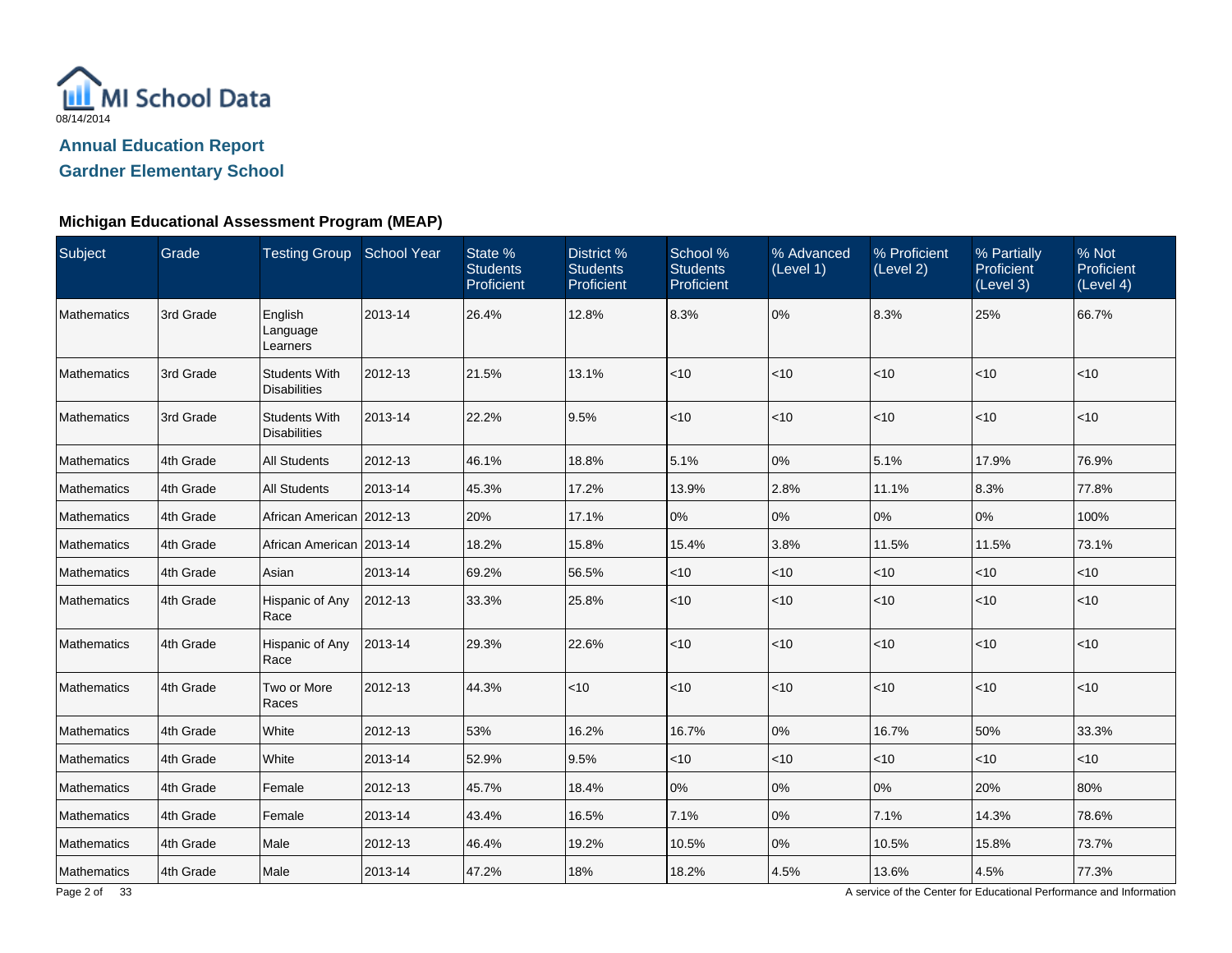MI School Data

08/14/2014

## Annual Education Report

## Gardner Elementary School

### Michigan Educational Assessment Program (MEAP)

| Subject | Grade | Testing Group | School Year | State % Students Proficient | District % Students Proficient | School % Students Proficient | % Advanced (Level 1) | % Proficient (Level 2) | % Partially Proficient (Level 3) | % Not Proficient (Level 4) |
|---|---|---|---|---|---|---|---|---|---|---|
| Mathematics | 3rd Grade | English Language Learners | 2013-14 | 26.4% | 12.8% | 8.3% | 0% | 8.3% | 25% | 66.7% |
| Mathematics | 3rd Grade | Students With Disabilities | 2012-13 | 21.5% | 13.1% | <10 | <10 | <10 | <10 | <10 |
| Mathematics | 3rd Grade | Students With Disabilities | 2013-14 | 22.2% | 9.5% | <10 | <10 | <10 | <10 | <10 |
| Mathematics | 4th Grade | All Students | 2012-13 | 46.1% | 18.8% | 5.1% | 0% | 5.1% | 17.9% | 76.9% |
| Mathematics | 4th Grade | All Students | 2013-14 | 45.3% | 17.2% | 13.9% | 2.8% | 11.1% | 8.3% | 77.8% |
| Mathematics | 4th Grade | African American | 2012-13 | 20% | 17.1% | 0% | 0% | 0% | 0% | 100% |
| Mathematics | 4th Grade | African American | 2013-14 | 18.2% | 15.8% | 15.4% | 3.8% | 11.5% | 11.5% | 73.1% |
| Mathematics | 4th Grade | Asian | 2013-14 | 69.2% | 56.5% | <10 | <10 | <10 | <10 | <10 |
| Mathematics | 4th Grade | Hispanic of Any Race | 2012-13 | 33.3% | 25.8% | <10 | <10 | <10 | <10 | <10 |
| Mathematics | 4th Grade | Hispanic of Any Race | 2013-14 | 29.3% | 22.6% | <10 | <10 | <10 | <10 | <10 |
| Mathematics | 4th Grade | Two or More Races | 2012-13 | 44.3% | <10 | <10 | <10 | <10 | <10 | <10 |
| Mathematics | 4th Grade | White | 2012-13 | 53% | 16.2% | 16.7% | 0% | 16.7% | 50% | 33.3% |
| Mathematics | 4th Grade | White | 2013-14 | 52.9% | 9.5% | <10 | <10 | <10 | <10 | <10 |
| Mathematics | 4th Grade | Female | 2012-13 | 45.7% | 18.4% | 0% | 0% | 0% | 20% | 80% |
| Mathematics | 4th Grade | Female | 2013-14 | 43.4% | 16.5% | 7.1% | 0% | 7.1% | 14.3% | 78.6% |
| Mathematics | 4th Grade | Male | 2012-13 | 46.4% | 19.2% | 10.5% | 0% | 10.5% | 15.8% | 73.7% |
| Mathematics | 4th Grade | Male | 2013-14 | 47.2% | 18% | 18.2% | 4.5% | 13.6% | 4.5% | 77.3% |

A service of the Center for Educational Performance and Information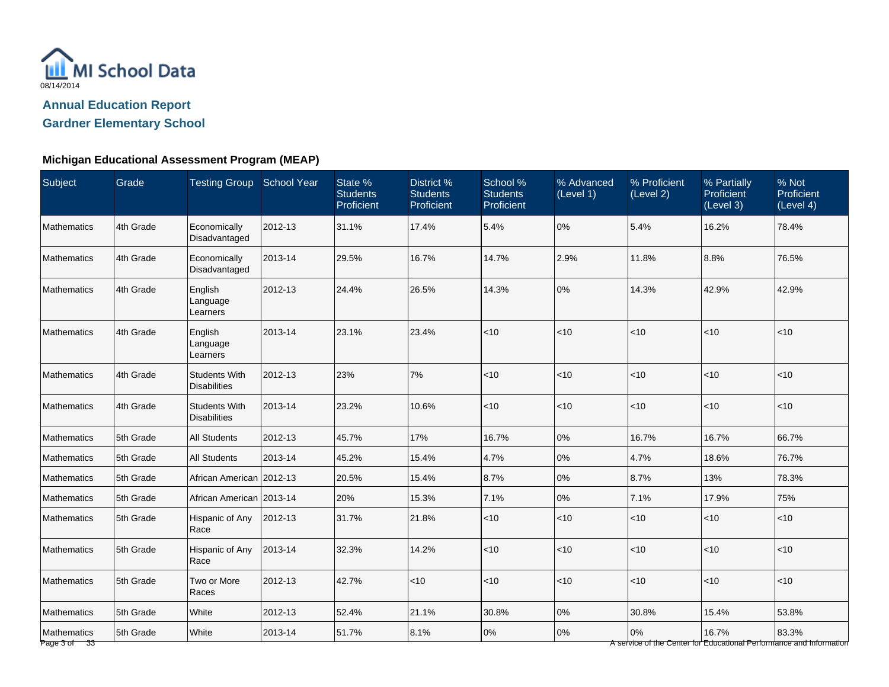MI School Data
08/14/2014

## Annual Education Report
## Gardner Elementary School

### Michigan Educational Assessment Program (MEAP)

| Subject | Grade | Testing Group | School Year | State % Students Proficient | District % Students Proficient | School % Students Proficient | % Advanced (Level 1) | % Proficient (Level 2) | % Partially Proficient (Level 3) | % Not Proficient (Level 4) |
|---|---|---|---|---|---|---|---|---|---|---|
| Mathematics | 4th Grade | Economically Disadvantaged | 2012-13 | 31.1% | 17.4% | 5.4% | 0% | 5.4% | 16.2% | 78.4% |
| Mathematics | 4th Grade | Economically Disadvantaged | 2013-14 | 29.5% | 16.7% | 14.7% | 2.9% | 11.8% | 8.8% | 76.5% |
| Mathematics | 4th Grade | English Language Learners | 2012-13 | 24.4% | 26.5% | 14.3% | 0% | 14.3% | 42.9% | 42.9% |
| Mathematics | 4th Grade | English Language Learners | 2013-14 | 23.1% | 23.4% | <10 | <10 | <10 | <10 | <10 |
| Mathematics | 4th Grade | Students With Disabilities | 2012-13 | 23% | 7% | <10 | <10 | <10 | <10 | <10 |
| Mathematics | 4th Grade | Students With Disabilities | 2013-14 | 23.2% | 10.6% | <10 | <10 | <10 | <10 | <10 |
| Mathematics | 5th Grade | All Students | 2012-13 | 45.7% | 17% | 16.7% | 0% | 16.7% | 16.7% | 66.7% |
| Mathematics | 5th Grade | All Students | 2013-14 | 45.2% | 15.4% | 4.7% | 0% | 4.7% | 18.6% | 76.7% |
| Mathematics | 5th Grade | African American | 2012-13 | 20.5% | 15.4% | 8.7% | 0% | 8.7% | 13% | 78.3% |
| Mathematics | 5th Grade | African American | 2013-14 | 20% | 15.3% | 7.1% | 0% | 7.1% | 17.9% | 75% |
| Mathematics | 5th Grade | Hispanic of Any Race | 2012-13 | 31.7% | 21.8% | <10 | <10 | <10 | <10 | <10 |
| Mathematics | 5th Grade | Hispanic of Any Race | 2013-14 | 32.3% | 14.2% | <10 | <10 | <10 | <10 | <10 |
| Mathematics | 5th Grade | Two or More Races | 2012-13 | 42.7% | <10 | <10 | <10 | <10 | <10 | <10 |
| Mathematics | 5th Grade | White | 2012-13 | 52.4% | 21.1% | 30.8% | 0% | 30.8% | 15.4% | 53.8% |
| Mathematics | 5th Grade | White | 2013-14 | 51.7% | 8.1% | 0% | 0% | 0% | 16.7% | 83.3% |

A service of the Center for Educational Performance and Information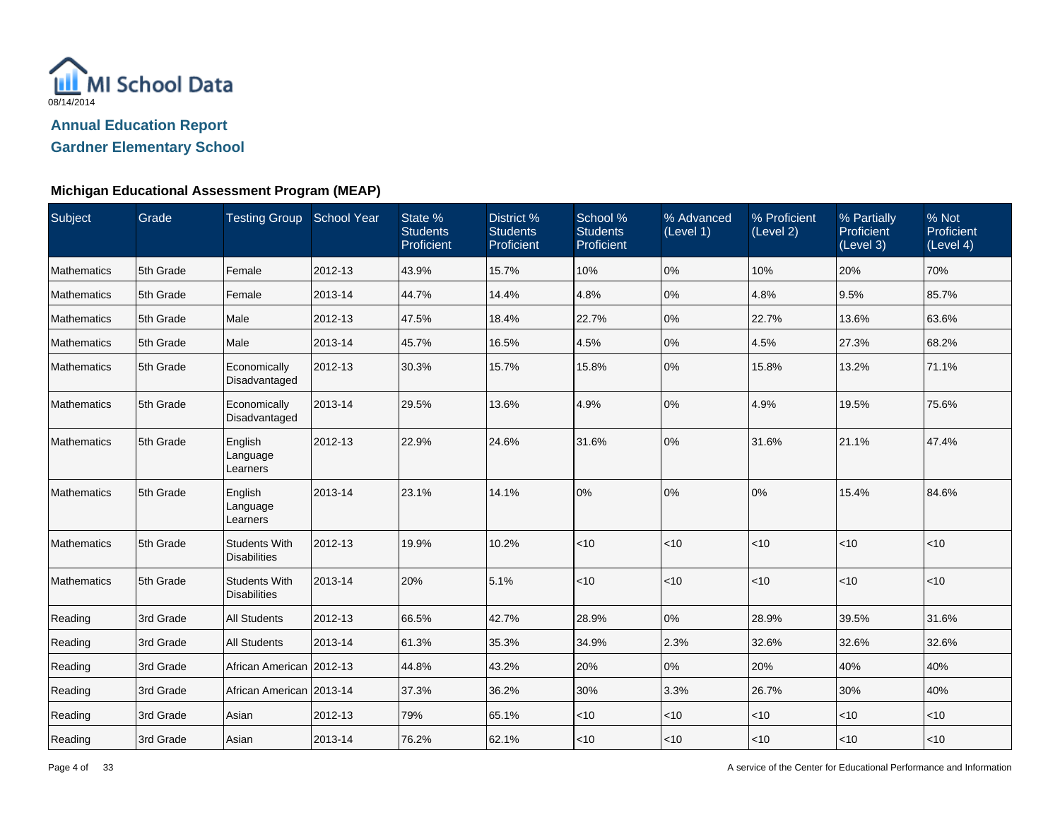MI School Data

08/14/2014

## Annual Education Report

## Gardner Elementary School

### Michigan Educational Assessment Program (MEAP)

| Subject | Grade | Testing Group | School Year | State % Students Proficient | District % Students Proficient | School % Students Proficient | % Advanced (Level 1) | % Proficient (Level 2) | % Partially Proficient (Level 3) | % Not Proficient (Level 4) |
|---|---|---|---|---|---|---|---|---|---|---|
| Mathematics | 5th Grade | Female | 2012-13 | 43.9% | 15.7% | 10% | 0% | 10% | 20% | 70% |
| Mathematics | 5th Grade | Female | 2013-14 | 44.7% | 14.4% | 4.8% | 0% | 4.8% | 9.5% | 85.7% |
| Mathematics | 5th Grade | Male | 2012-13 | 47.5% | 18.4% | 22.7% | 0% | 22.7% | 13.6% | 63.6% |
| Mathematics | 5th Grade | Male | 2013-14 | 45.7% | 16.5% | 4.5% | 0% | 4.5% | 27.3% | 68.2% |
| Mathematics | 5th Grade | Economically Disadvantaged | 2012-13 | 30.3% | 15.7% | 15.8% | 0% | 15.8% | 13.2% | 71.1% |
| Mathematics | 5th Grade | Economically Disadvantaged | 2013-14 | 29.5% | 13.6% | 4.9% | 0% | 4.9% | 19.5% | 75.6% |
| Mathematics | 5th Grade | English Language Learners | 2012-13 | 22.9% | 24.6% | 31.6% | 0% | 31.6% | 21.1% | 47.4% |
| Mathematics | 5th Grade | English Language Learners | 2013-14 | 23.1% | 14.1% | 0% | 0% | 0% | 15.4% | 84.6% |
| Mathematics | 5th Grade | Students With Disabilities | 2012-13 | 19.9% | 10.2% | <10 | <10 | <10 | <10 | <10 |
| Mathematics | 5th Grade | Students With Disabilities | 2013-14 | 20% | 5.1% | <10 | <10 | <10 | <10 | <10 |
| Reading | 3rd Grade | All Students | 2012-13 | 66.5% | 42.7% | 28.9% | 0% | 28.9% | 39.5% | 31.6% |
| Reading | 3rd Grade | All Students | 2013-14 | 61.3% | 35.3% | 34.9% | 2.3% | 32.6% | 32.6% | 32.6% |
| Reading | 3rd Grade | African American | 2012-13 | 44.8% | 43.2% | 20% | 0% | 20% | 40% | 40% |
| Reading | 3rd Grade | African American | 2013-14 | 37.3% | 36.2% | 30% | 3.3% | 26.7% | 30% | 40% |
| Reading | 3rd Grade | Asian | 2012-13 | 79% | 65.1% | <10 | <10 | <10 | <10 | <10 |
| Reading | 3rd Grade | Asian | 2013-14 | 76.2% | 62.1% | <10 | <10 | <10 | <10 | <10 |

A service of the Center for Educational Performance and Information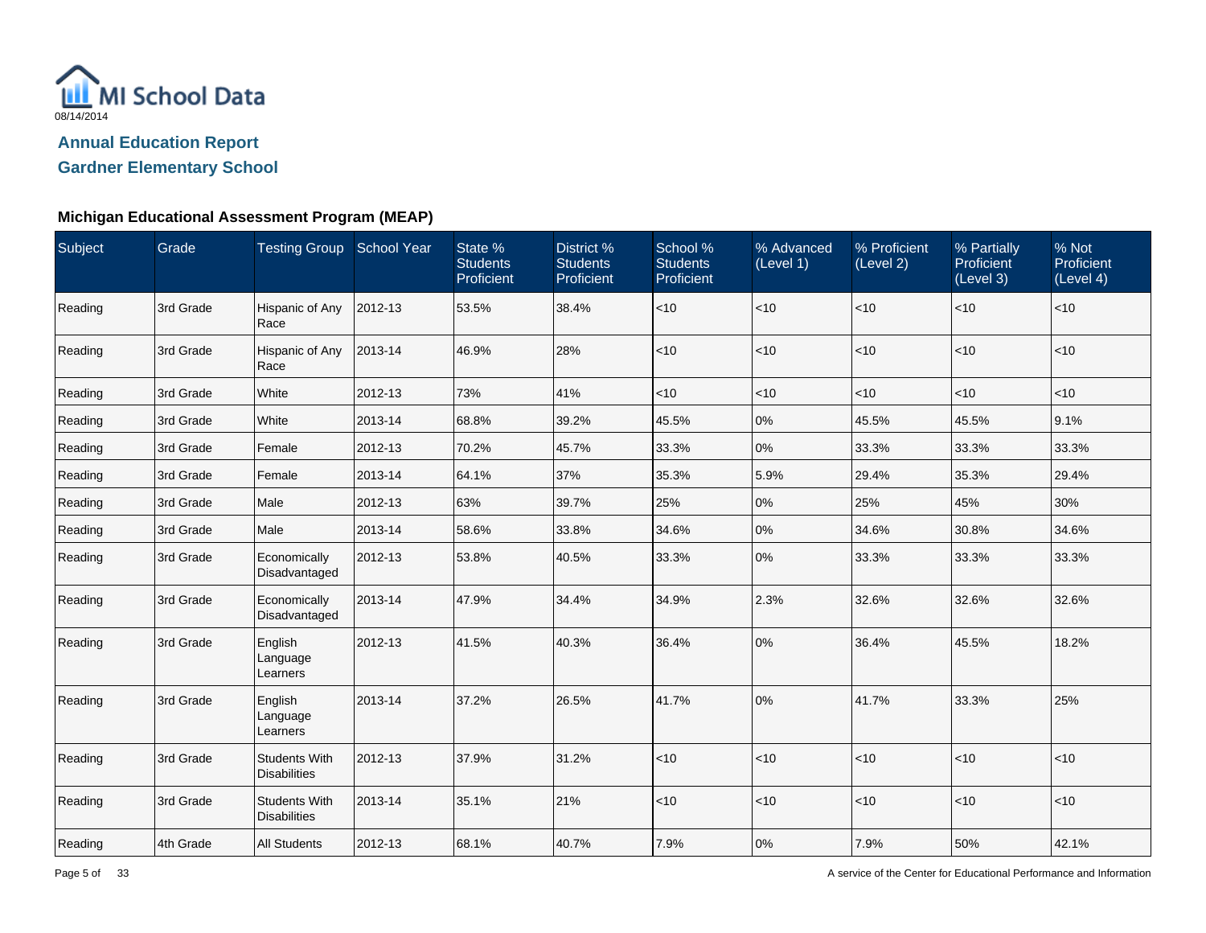MI School Data

08/14/2014

## Annual Education Report

## Gardner Elementary School

### Michigan Educational Assessment Program (MEAP)

| Subject | Grade | Testing Group | School Year | State % Students Proficient | District % Students Proficient | School % Students Proficient | % Advanced (Level 1) | % Proficient (Level 2) | % Partially Proficient (Level 3) | % Not Proficient (Level 4) |
|---|---|---|---|---|---|---|---|---|---|---|
| Reading | 3rd Grade | Hispanic of Any Race | 2012-13 | 53.5% | 38.4% | <10 | <10 | <10 | <10 | <10 |
| Reading | 3rd Grade | Hispanic of Any Race | 2013-14 | 46.9% | 28% | <10 | <10 | <10 | <10 | <10 |
| Reading | 3rd Grade | White | 2012-13 | 73% | 41% | <10 | <10 | <10 | <10 | <10 |
| Reading | 3rd Grade | White | 2013-14 | 68.8% | 39.2% | 45.5% | 0% | 45.5% | 45.5% | 9.1% |
| Reading | 3rd Grade | Female | 2012-13 | 70.2% | 45.7% | 33.3% | 0% | 33.3% | 33.3% | 33.3% |
| Reading | 3rd Grade | Female | 2013-14 | 64.1% | 37% | 35.3% | 5.9% | 29.4% | 35.3% | 29.4% |
| Reading | 3rd Grade | Male | 2012-13 | 63% | 39.7% | 25% | 0% | 25% | 45% | 30% |
| Reading | 3rd Grade | Male | 2013-14 | 58.6% | 33.8% | 34.6% | 0% | 34.6% | 30.8% | 34.6% |
| Reading | 3rd Grade | Economically Disadvantaged | 2012-13 | 53.8% | 40.5% | 33.3% | 0% | 33.3% | 33.3% | 33.3% |
| Reading | 3rd Grade | Economically Disadvantaged | 2013-14 | 47.9% | 34.4% | 34.9% | 2.3% | 32.6% | 32.6% | 32.6% |
| Reading | 3rd Grade | English Language Learners | 2012-13 | 41.5% | 40.3% | 36.4% | 0% | 36.4% | 45.5% | 18.2% |
| Reading | 3rd Grade | English Language Learners | 2013-14 | 37.2% | 26.5% | 41.7% | 0% | 41.7% | 33.3% | 25% |
| Reading | 3rd Grade | Students With Disabilities | 2012-13 | 37.9% | 31.2% | <10 | <10 | <10 | <10 | <10 |
| Reading | 3rd Grade | Students With Disabilities | 2013-14 | 35.1% | 21% | <10 | <10 | <10 | <10 | <10 |
| Reading | 4th Grade | All Students | 2012-13 | 68.1% | 40.7% | 7.9% | 0% | 7.9% | 50% | 42.1% |

A service of the Center for Educational Performance and Information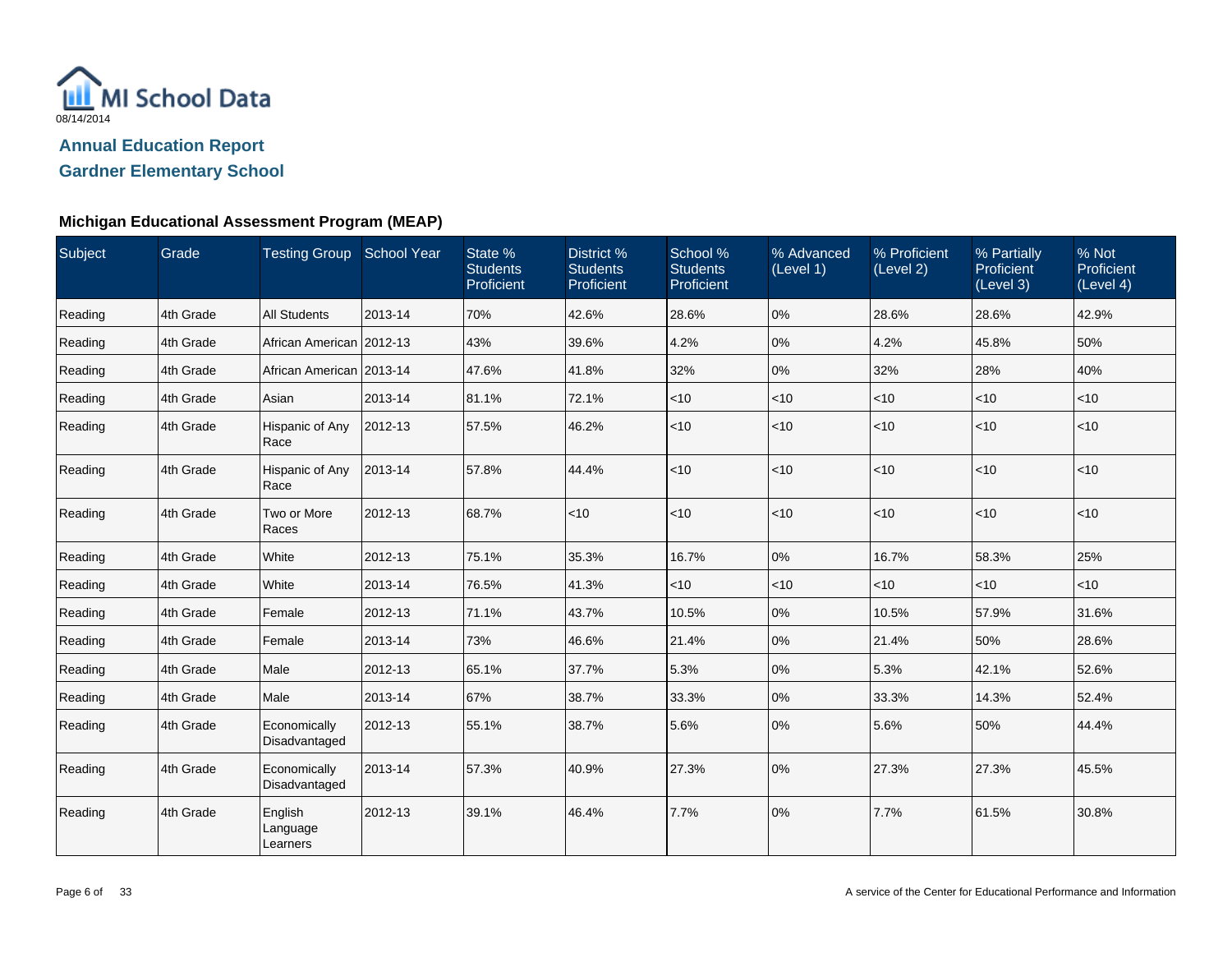MI School Data

08/14/2014

## Annual Education Report

## Gardner Elementary School

### Michigan Educational Assessment Program (MEAP)

| Subject | Grade | Testing Group | School Year | State % Students Proficient | District % Students Proficient | School % Students Proficient | % Advanced (Level 1) | % Proficient (Level 2) | % Partially Proficient (Level 3) | % Not Proficient (Level 4) |
|---|---|---|---|---|---|---|---|---|---|---|
| Reading | 4th Grade | All Students | 2013-14 | 70% | 42.6% | 28.6% | 0% | 28.6% | 28.6% | 42.9% |
| Reading | 4th Grade | African American | 2012-13 | 43% | 39.6% | 4.2% | 0% | 4.2% | 45.8% | 50% |
| Reading | 4th Grade | African American | 2013-14 | 47.6% | 41.8% | 32% | 0% | 32% | 28% | 40% |
| Reading | 4th Grade | Asian | 2013-14 | 81.1% | 72.1% | <10 | <10 | <10 | <10 | <10 |
| Reading | 4th Grade | Hispanic of Any Race | 2012-13 | 57.5% | 46.2% | <10 | <10 | <10 | <10 | <10 |
| Reading | 4th Grade | Hispanic of Any Race | 2013-14 | 57.8% | 44.4% | <10 | <10 | <10 | <10 | <10 |
| Reading | 4th Grade | Two or More Races | 2012-13 | 68.7% | <10 | <10 | <10 | <10 | <10 | <10 |
| Reading | 4th Grade | White | 2012-13 | 75.1% | 35.3% | 16.7% | 0% | 16.7% | 58.3% | 25% |
| Reading | 4th Grade | White | 2013-14 | 76.5% | 41.3% | <10 | <10 | <10 | <10 | <10 |
| Reading | 4th Grade | Female | 2012-13 | 71.1% | 43.7% | 10.5% | 0% | 10.5% | 57.9% | 31.6% |
| Reading | 4th Grade | Female | 2013-14 | 73% | 46.6% | 21.4% | 0% | 21.4% | 50% | 28.6% |
| Reading | 4th Grade | Male | 2012-13 | 65.1% | 37.7% | 5.3% | 0% | 5.3% | 42.1% | 52.6% |
| Reading | 4th Grade | Male | 2013-14 | 67% | 38.7% | 33.3% | 0% | 33.3% | 14.3% | 52.4% |
| Reading | 4th Grade | Economically Disadvantaged | 2012-13 | 55.1% | 38.7% | 5.6% | 0% | 5.6% | 50% | 44.4% |
| Reading | 4th Grade | Economically Disadvantaged | 2013-14 | 57.3% | 40.9% | 27.3% | 0% | 27.3% | 27.3% | 45.5% |
| Reading | 4th Grade | English Language Learners | 2012-13 | 39.1% | 46.4% | 7.7% | 0% | 7.7% | 61.5% | 30.8% |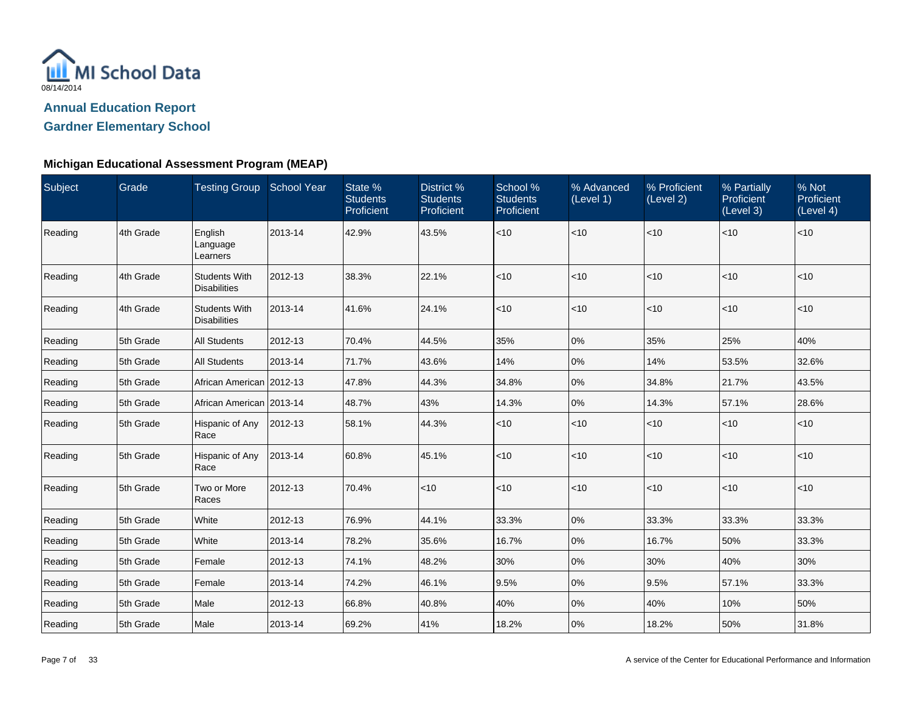MI School Data
08/14/2014

## Annual Education Report
## Gardner Elementary School

### Michigan Educational Assessment Program (MEAP)

| Subject | Grade | Testing Group | School Year | State % Students Proficient | District % Students Proficient | School % Students Proficient | % Advanced (Level 1) | % Proficient (Level 2) | % Partially Proficient (Level 3) | % Not Proficient (Level 4) |
|---|---|---|---|---|---|---|---|---|---|---|
| Reading | 4th Grade | English Language Learners | 2013-14 | 42.9% | 43.5% | <10 | <10 | <10 | <10 | <10 |
| Reading | 4th Grade | Students With Disabilities | 2012-13 | 38.3% | 22.1% | <10 | <10 | <10 | <10 | <10 |
| Reading | 4th Grade | Students With Disabilities | 2013-14 | 41.6% | 24.1% | <10 | <10 | <10 | <10 | <10 |
| Reading | 5th Grade | All Students | 2012-13 | 70.4% | 44.5% | 35% | 0% | 35% | 25% | 40% |
| Reading | 5th Grade | All Students | 2013-14 | 71.7% | 43.6% | 14% | 0% | 14% | 53.5% | 32.6% |
| Reading | 5th Grade | African American | 2012-13 | 47.8% | 44.3% | 34.8% | 0% | 34.8% | 21.7% | 43.5% |
| Reading | 5th Grade | African American | 2013-14 | 48.7% | 43% | 14.3% | 0% | 14.3% | 57.1% | 28.6% |
| Reading | 5th Grade | Hispanic of Any Race | 2012-13 | 58.1% | 44.3% | <10 | <10 | <10 | <10 | <10 |
| Reading | 5th Grade | Hispanic of Any Race | 2013-14 | 60.8% | 45.1% | <10 | <10 | <10 | <10 | <10 |
| Reading | 5th Grade | Two or More Races | 2012-13 | 70.4% | <10 | <10 | <10 | <10 | <10 | <10 |
| Reading | 5th Grade | White | 2012-13 | 76.9% | 44.1% | 33.3% | 0% | 33.3% | 33.3% | 33.3% |
| Reading | 5th Grade | White | 2013-14 | 78.2% | 35.6% | 16.7% | 0% | 16.7% | 50% | 33.3% |
| Reading | 5th Grade | Female | 2012-13 | 74.1% | 48.2% | 30% | 0% | 30% | 40% | 30% |
| Reading | 5th Grade | Female | 2013-14 | 74.2% | 46.1% | 9.5% | 0% | 9.5% | 57.1% | 33.3% |
| Reading | 5th Grade | Male | 2012-13 | 66.8% | 40.8% | 40% | 0% | 40% | 10% | 50% |
| Reading | 5th Grade | Male | 2013-14 | 69.2% | 41% | 18.2% | 0% | 18.2% | 50% | 31.8% |

A service of the Center for Educational Performance and Information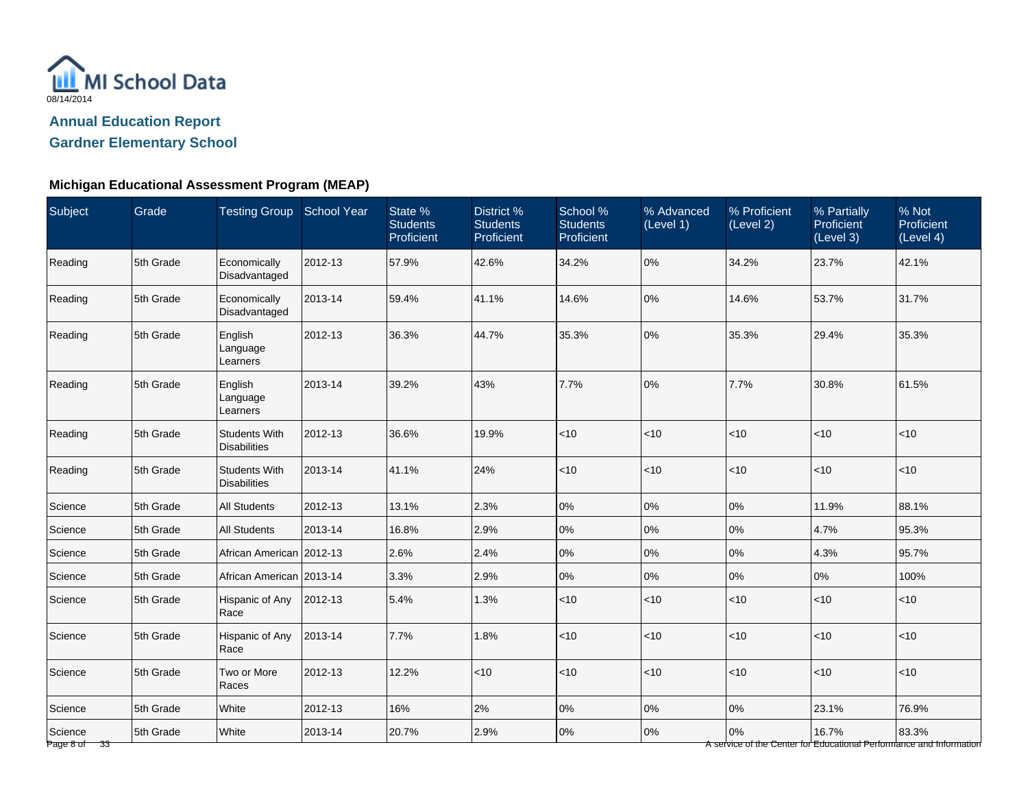MI School Data

08/14/2014

## Annual Education Report

## Gardner Elementary School

### Michigan Educational Assessment Program (MEAP)

| Subject | Grade | Testing Group | School Year | State % Students Proficient | District % Students Proficient | School % Students Proficient | % Advanced (Level 1) | % Proficient (Level 2) | % Partially Proficient (Level 3) | % Not Proficient (Level 4) |
|---|---|---|---|---|---|---|---|---|---|---|
| Reading | 5th Grade | Economically Disadvantaged | 2012-13 | 57.9% | 42.6% | 34.2% | 0% | 34.2% | 23.7% | 42.1% |
| Reading | 5th Grade | Economically Disadvantaged | 2013-14 | 59.4% | 41.1% | 14.6% | 0% | 14.6% | 53.7% | 31.7% |
| Reading | 5th Grade | English Language Learners | 2012-13 | 36.3% | 44.7% | 35.3% | 0% | 35.3% | 29.4% | 35.3% |
| Reading | 5th Grade | English Language Learners | 2013-14 | 39.2% | 43% | 7.7% | 0% | 7.7% | 30.8% | 61.5% |
| Reading | 5th Grade | Students With Disabilities | 2012-13 | 36.6% | 19.9% | <10 | <10 | <10 | <10 | <10 |
| Reading | 5th Grade | Students With Disabilities | 2013-14 | 41.1% | 24% | <10 | <10 | <10 | <10 | <10 |
| Science | 5th Grade | All Students | 2012-13 | 13.1% | 2.3% | 0% | 0% | 0% | 11.9% | 88.1% |
| Science | 5th Grade | All Students | 2013-14 | 16.8% | 2.9% | 0% | 0% | 0% | 4.7% | 95.3% |
| Science | 5th Grade | African American | 2012-13 | 2.6% | 2.4% | 0% | 0% | 0% | 4.3% | 95.7% |
| Science | 5th Grade | African American | 2013-14 | 3.3% | 2.9% | 0% | 0% | 0% | 0% | 100% |
| Science | 5th Grade | Hispanic of Any Race | 2012-13 | 5.4% | 1.3% | <10 | <10 | <10 | <10 | <10 |
| Science | 5th Grade | Hispanic of Any Race | 2013-14 | 7.7% | 1.8% | <10 | <10 | <10 | <10 | <10 |
| Science | 5th Grade | Two or More Races | 2012-13 | 12.2% | <10 | <10 | <10 | <10 | <10 | <10 |
| Science | 5th Grade | White | 2012-13 | 16% | 2% | 0% | 0% | 0% | 23.1% | 76.9% |
| Science | 5th Grade | White | 2013-14 | 20.7% | 2.9% | 0% | 0% | 0% | 16.7% | 83.3% |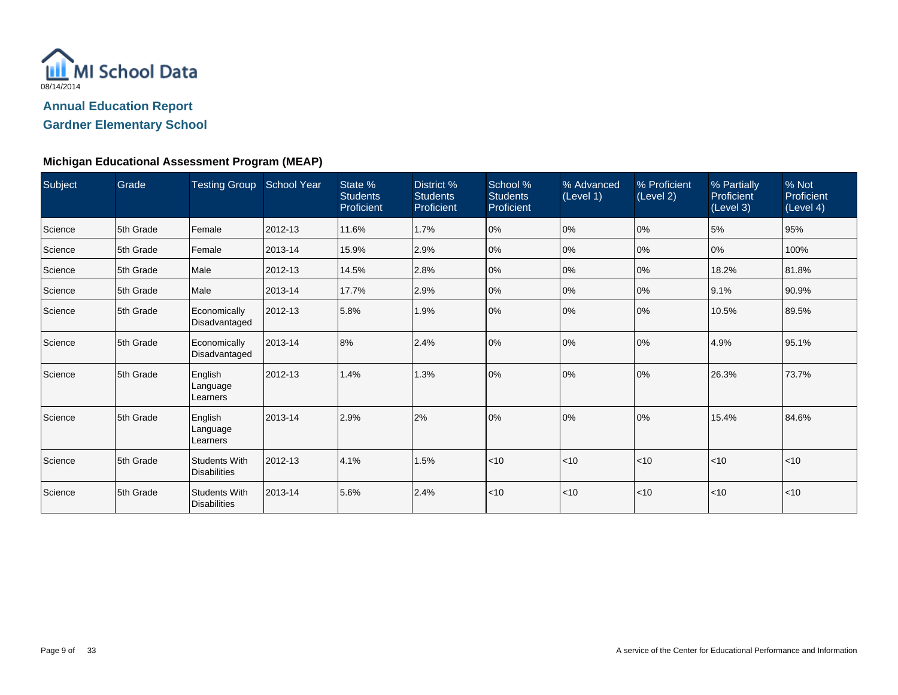MI School Data

08/14/2014

## Annual Education Report

## Gardner Elementary School

### Michigan Educational Assessment Program (MEAP)

| Subject | Grade | Testing Group | School Year | State % Students Proficient | District % Students Proficient | School % Students Proficient | % Advanced (Level 1) | % Proficient (Level 2) | % Partially Proficient (Level 3) | % Not Proficient (Level 4) |
|---|---|---|---|---|---|---|---|---|---|---|
| Science | 5th Grade | Female | 2012-13 | 11.6% | 1.7% | 0% | 0% | 0% | 5% | 95% |
| Science | 5th Grade | Female | 2013-14 | 15.9% | 2.9% | 0% | 0% | 0% | 0% | 100% |
| Science | 5th Grade | Male | 2012-13 | 14.5% | 2.8% | 0% | 0% | 0% | 18.2% | 81.8% |
| Science | 5th Grade | Male | 2013-14 | 17.7% | 2.9% | 0% | 0% | 0% | 9.1% | 90.9% |
| Science | 5th Grade | Economically Disadvantaged | 2012-13 | 5.8% | 1.9% | 0% | 0% | 0% | 10.5% | 89.5% |
| Science | 5th Grade | Economically Disadvantaged | 2013-14 | 8% | 2.4% | 0% | 0% | 0% | 4.9% | 95.1% |
| Science | 5th Grade | English Language Learners | 2012-13 | 1.4% | 1.3% | 0% | 0% | 0% | 26.3% | 73.7% |
| Science | 5th Grade | English Language Learners | 2013-14 | 2.9% | 2% | 0% | 0% | 0% | 15.4% | 84.6% |
| Science | 5th Grade | Students With Disabilities | 2012-13 | 4.1% | 1.5% | <10 | <10 | <10 | <10 | <10 |
| Science | 5th Grade | Students With Disabilities | 2013-14 | 5.6% | 2.4% | <10 | <10 | <10 | <10 | <10 |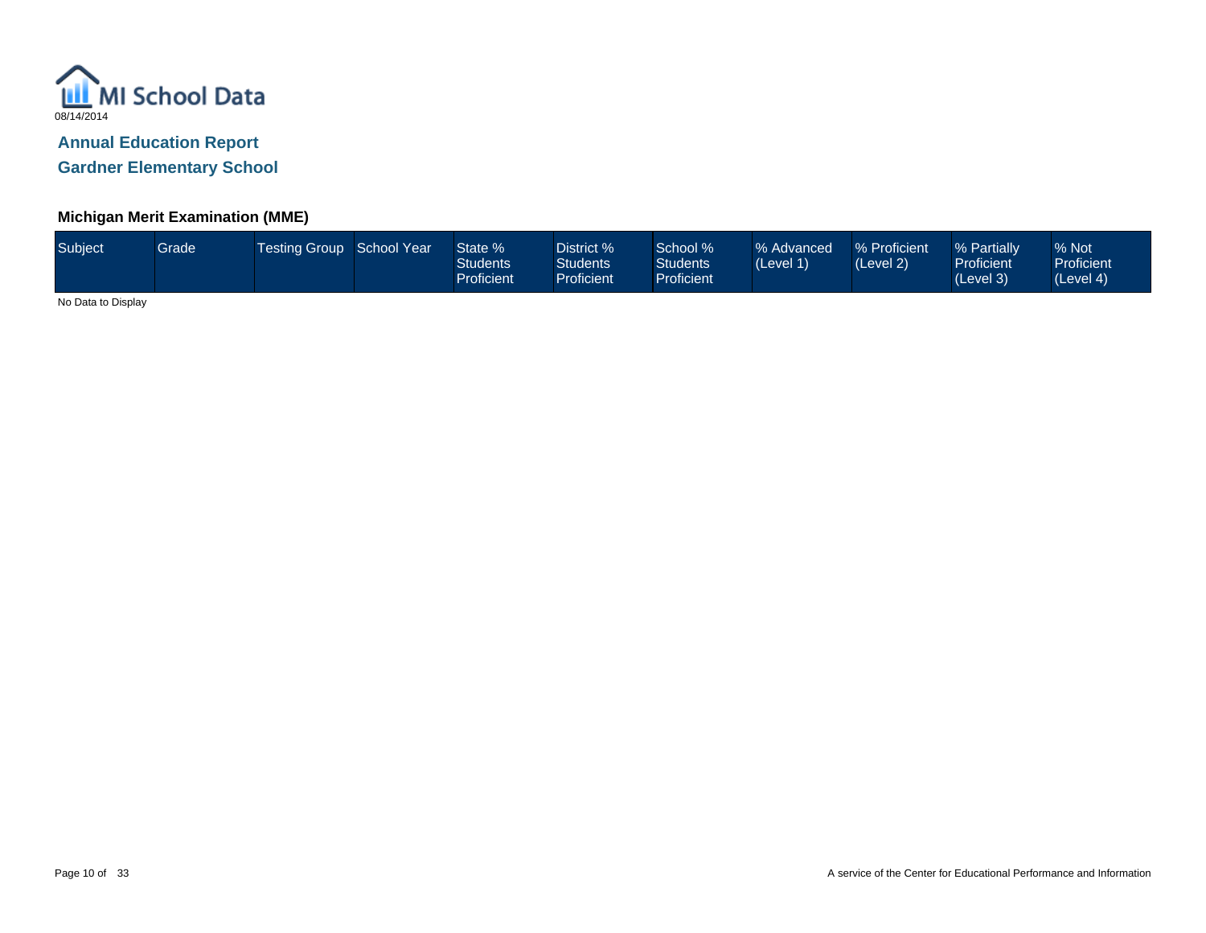MI School Data

08/14/2014

## Annual Education Report

## Gardner Elementary School

### Michigan Merit Examination (MME)

| Subject | Grade | Testing Group | School Year | State % Students Proficient | District % Students Proficient | School % Students Proficient | % Advanced (Level 1) | % Proficient (Level 2) | % Partially Proficient (Level 3) | % Not Proficient (Level 4) |
|---|---|---|---|---|---|---|---|---|---|---|

No Data to Display

A service of the Center for Educational Performance and Information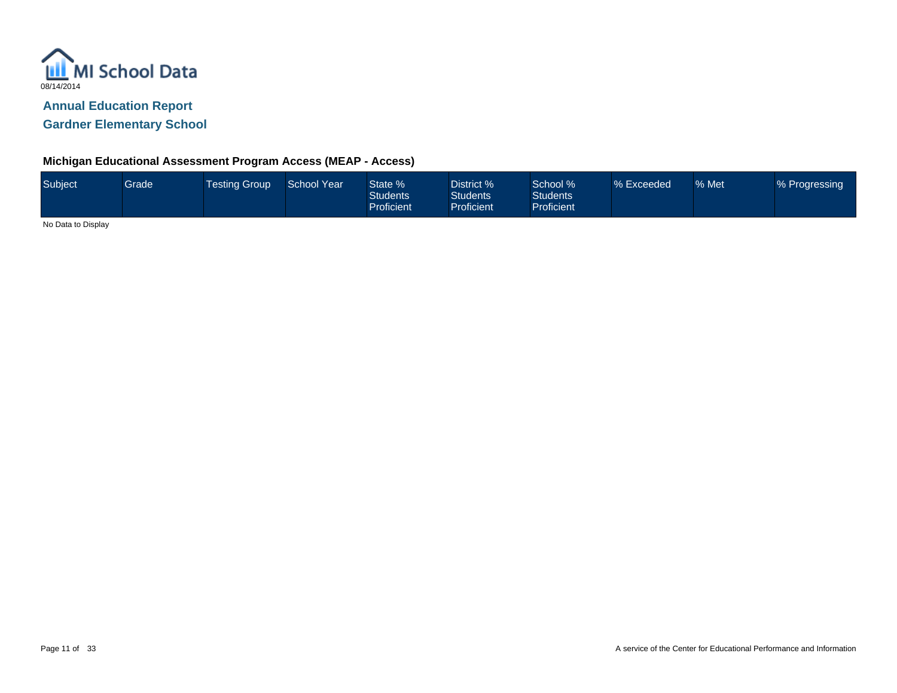MI School Data
08/14/2014

## Annual Education Report

## Gardner Elementary School

### Michigan Educational Assessment Program Access (MEAP - Access)

| Subject | Grade | Testing Group | School Year | State % Students Proficient | District % Students Proficient | School % Students Proficient | % Exceeded | % Met | % Progressing |
|---|---|---|---|---|---|---|---|---|---|

No Data to Display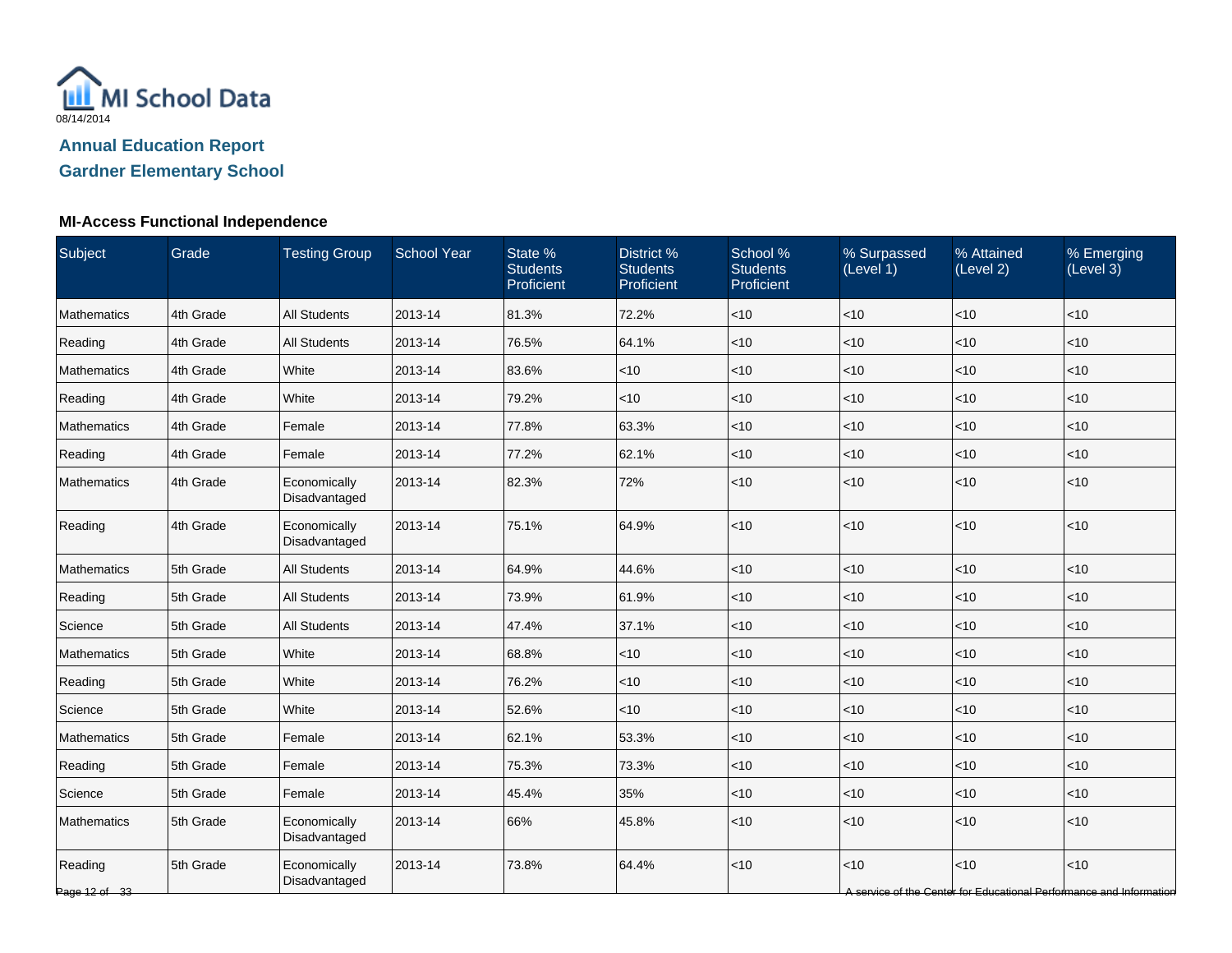MI School Data

08/14/2014

## Annual Education Report

## Gardner Elementary School

### MI-Access Functional Independence

| Subject | Grade | Testing Group | School Year | State % Students Proficient | District % Students Proficient | School % Students Proficient | % Surpassed (Level 1) | % Attained (Level 2) | % Emerging (Level 3) |
|---|---|---|---|---|---|---|---|---|---|
| Mathematics | 4th Grade | All Students | 2013-14 | 81.3% | 72.2% | <10 | <10 | <10 | <10 |
| Reading | 4th Grade | All Students | 2013-14 | 76.5% | 64.1% | <10 | <10 | <10 | <10 |
| Mathematics | 4th Grade | White | 2013-14 | 83.6% | <10 | <10 | <10 | <10 | <10 |
| Reading | 4th Grade | White | 2013-14 | 79.2% | <10 | <10 | <10 | <10 | <10 |
| Mathematics | 4th Grade | Female | 2013-14 | 77.8% | 63.3% | <10 | <10 | <10 | <10 |
| Reading | 4th Grade | Female | 2013-14 | 77.2% | 62.1% | <10 | <10 | <10 | <10 |
| Mathematics | 4th Grade | Economically Disadvantaged | 2013-14 | 82.3% | 72% | <10 | <10 | <10 | <10 |
| Reading | 4th Grade | Economically Disadvantaged | 2013-14 | 75.1% | 64.9% | <10 | <10 | <10 | <10 |
| Mathematics | 5th Grade | All Students | 2013-14 | 64.9% | 44.6% | <10 | <10 | <10 | <10 |
| Reading | 5th Grade | All Students | 2013-14 | 73.9% | 61.9% | <10 | <10 | <10 | <10 |
| Science | 5th Grade | All Students | 2013-14 | 47.4% | 37.1% | <10 | <10 | <10 | <10 |
| Mathematics | 5th Grade | White | 2013-14 | 68.8% | <10 | <10 | <10 | <10 | <10 |
| Reading | 5th Grade | White | 2013-14 | 76.2% | <10 | <10 | <10 | <10 | <10 |
| Science | 5th Grade | White | 2013-14 | 52.6% | <10 | <10 | <10 | <10 | <10 |
| Mathematics | 5th Grade | Female | 2013-14 | 62.1% | 53.3% | <10 | <10 | <10 | <10 |
| Reading | 5th Grade | Female | 2013-14 | 75.3% | 73.3% | <10 | <10 | <10 | <10 |
| Science | 5th Grade | Female | 2013-14 | 45.4% | 35% | <10 | <10 | <10 | <10 |
| Mathematics | 5th Grade | Economically Disadvantaged | 2013-14 | 66% | 45.8% | <10 | <10 | <10 | <10 |
| Reading | 5th Grade | Economically Disadvantaged | 2013-14 | 73.8% | 64.4% | <10 | <10 | <10 | <10 |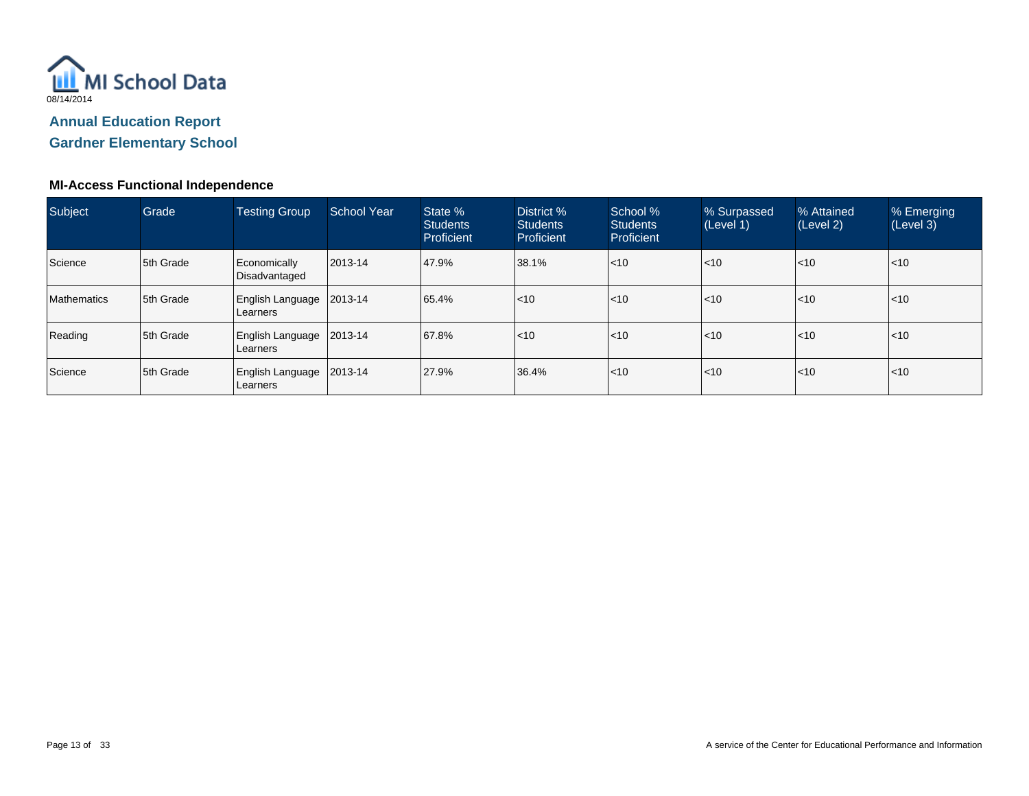MI School Data

08/14/2014

## Annual Education Report

## Gardner Elementary School

### MI-Access Functional Independence

| Subject | Grade | Testing Group | School Year | State % Students Proficient | District % Students Proficient | School % Students Proficient | % Surpassed (Level 1) | % Attained (Level 2) | % Emerging (Level 3) |
|---|---|---|---|---|---|---|---|---|---|
| Science | 5th Grade | Economically Disadvantaged | 2013-14 | 47.9% | 38.1% | <10 | <10 | <10 | <10 |
| Mathematics | 5th Grade | English Language Learners | 2013-14 | 65.4% | <10 | <10 | <10 | <10 | <10 |
| Reading | 5th Grade | English Language Learners | 2013-14 | 67.8% | <10 | <10 | <10 | <10 | <10 |
| Science | 5th Grade | English Language Learners | 2013-14 | 27.9% | 36.4% | <10 | <10 | <10 | <10 |

A service of the Center for Educational Performance and Information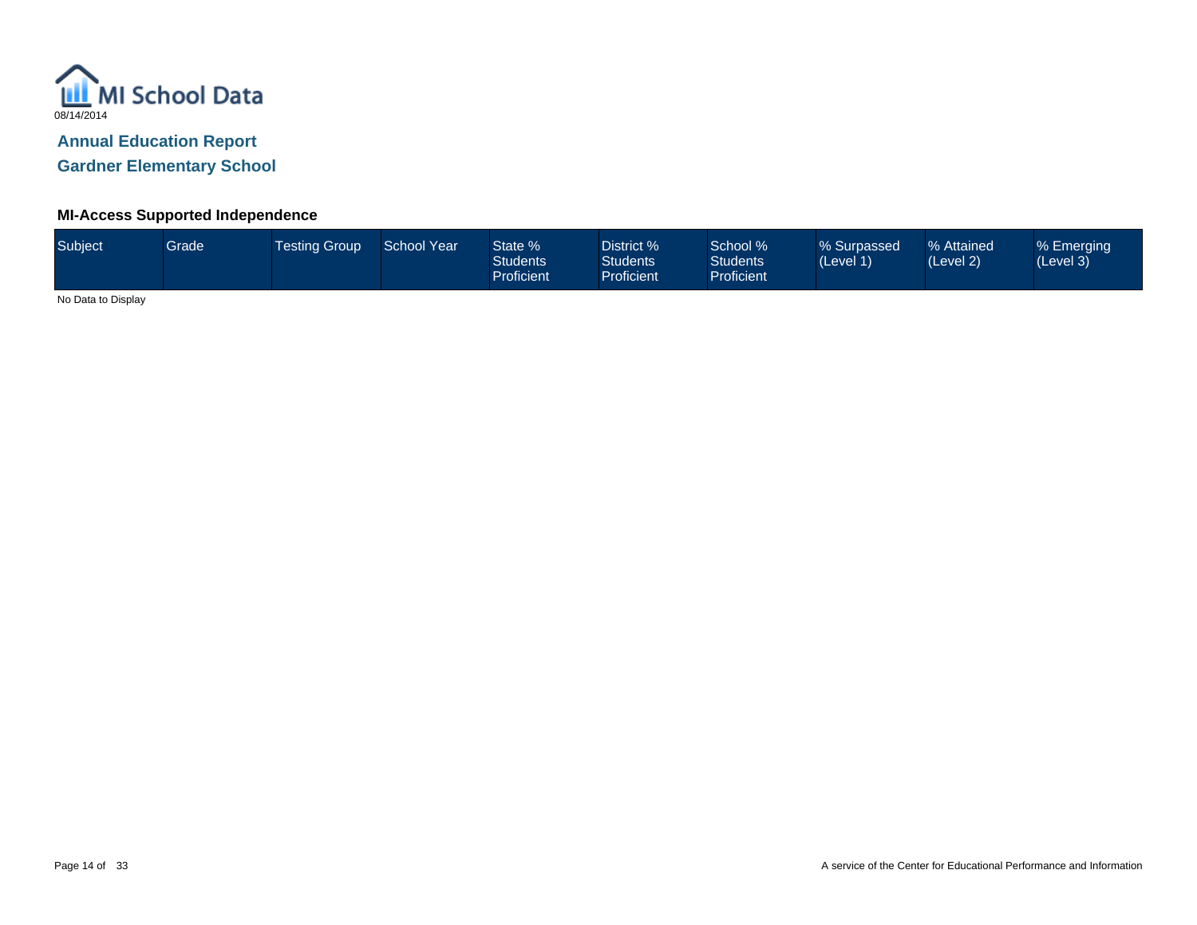MI School Data

08/14/2014

## Annual Education Report

## Gardner Elementary School

### MI-Access Supported Independence

| Subject | Grade | Testing Group | School Year | State % Students Proficient | District % Students Proficient | School % Students Proficient | % Surpassed (Level 1) | % Attained (Level 2) | % Emerging (Level 3) |
|---|---|---|---|---|---|---|---|---|---|

No Data to Display

A service of the Center for Educational Performance and Information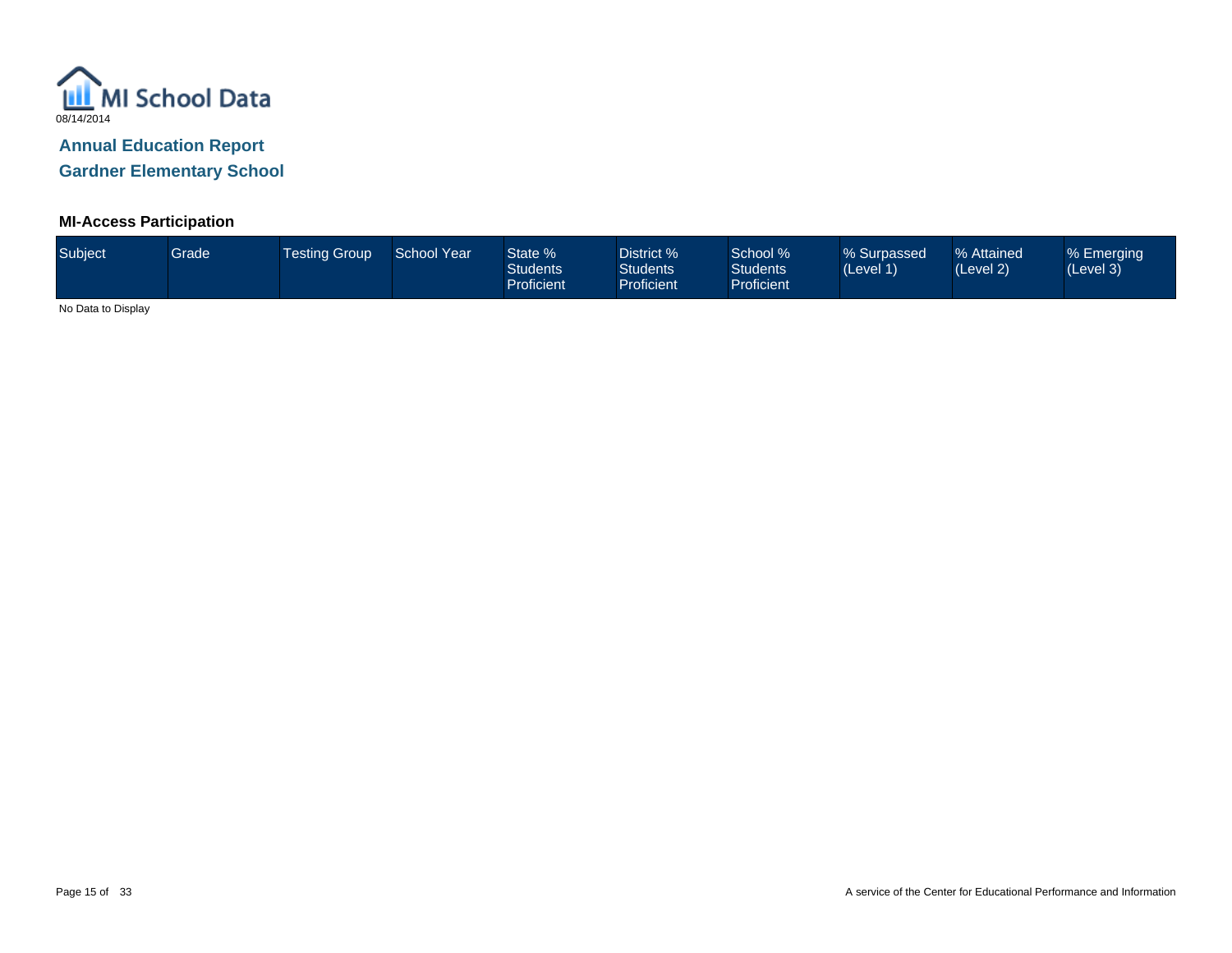MI School Data

08/14/2014

## Annual Education Report

## Gardner Elementary School

### MI-Access Participation

| Subject | Grade | Testing Group | School Year | State % Students Proficient | District % Students Proficient | School % Students Proficient | % Surpassed (Level 1) | % Attained (Level 2) | % Emerging (Level 3) |
|---|---|---|---|---|---|---|---|---|---|

No Data to Display

A service of the Center for Educational Performance and Information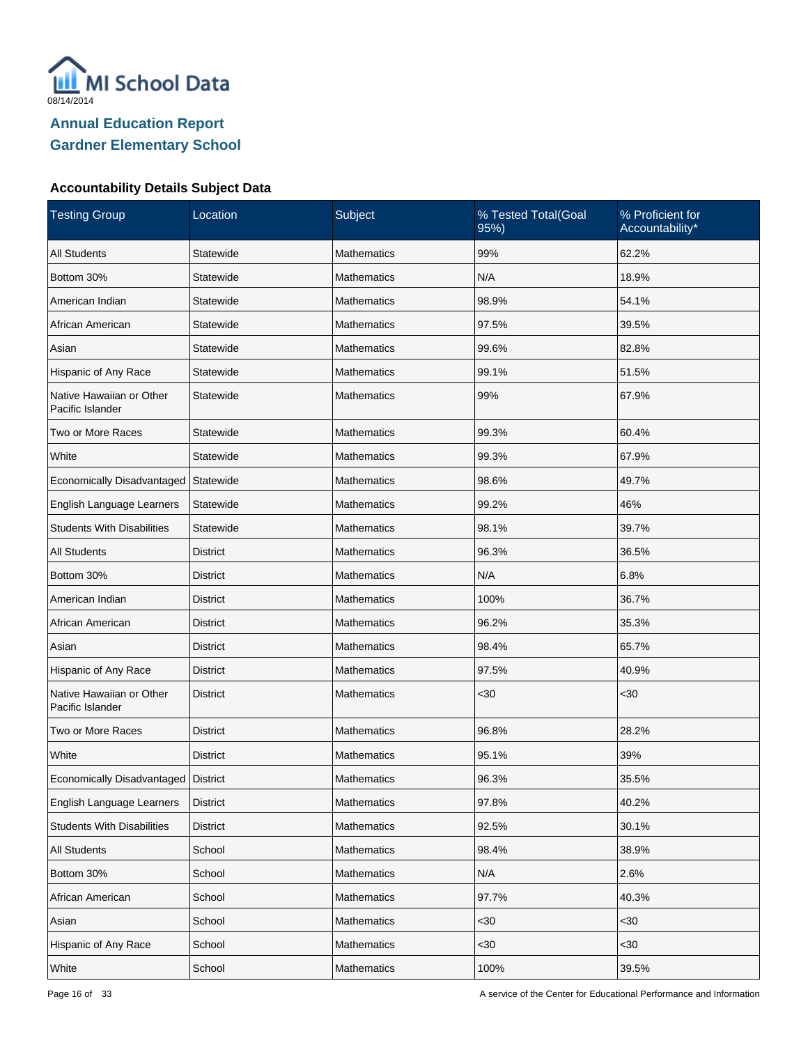MI School Data

08/14/2014

## Annual Education Report
## Gardner Elementary School

### Accountability Details Subject Data

| Testing Group | Location | Subject | % Tested Total(Goal 95%) | % Proficient for Accountability* |
|---|---|---|---|---|
| All Students | Statewide | Mathematics | 99% | 62.2% |
| Bottom 30% | Statewide | Mathematics | N/A | 18.9% |
| American Indian | Statewide | Mathematics | 98.9% | 54.1% |
| African American | Statewide | Mathematics | 97.5% | 39.5% |
| Asian | Statewide | Mathematics | 99.6% | 82.8% |
| Hispanic of Any Race | Statewide | Mathematics | 99.1% | 51.5% |
| Native Hawaiian or Other Pacific Islander | Statewide | Mathematics | 99% | 67.9% |
| Two or More Races | Statewide | Mathematics | 99.3% | 60.4% |
| White | Statewide | Mathematics | 99.3% | 67.9% |
| Economically Disadvantaged | Statewide | Mathematics | 98.6% | 49.7% |
| English Language Learners | Statewide | Mathematics | 99.2% | 46% |
| Students With Disabilities | Statewide | Mathematics | 98.1% | 39.7% |
| All Students | District | Mathematics | 96.3% | 36.5% |
| Bottom 30% | District | Mathematics | N/A | 6.8% |
| American Indian | District | Mathematics | 100% | 36.7% |
| African American | District | Mathematics | 96.2% | 35.3% |
| Asian | District | Mathematics | 98.4% | 65.7% |
| Hispanic of Any Race | District | Mathematics | 97.5% | 40.9% |
| Native Hawaiian or Other Pacific Islander | District | Mathematics | <30 | <30 |
| Two or More Races | District | Mathematics | 96.8% | 28.2% |
| White | District | Mathematics | 95.1% | 39% |
| Economically Disadvantaged | District | Mathematics | 96.3% | 35.5% |
| English Language Learners | District | Mathematics | 97.8% | 40.2% |
| Students With Disabilities | District | Mathematics | 92.5% | 30.1% |
| All Students | School | Mathematics | 98.4% | 38.9% |
| Bottom 30% | School | Mathematics | N/A | 2.6% |
| African American | School | Mathematics | 97.7% | 40.3% |
| Asian | School | Mathematics | <30 | <30 |
| Hispanic of Any Race | School | Mathematics | <30 | <30 |
| White | School | Mathematics | 100% | 39.5% |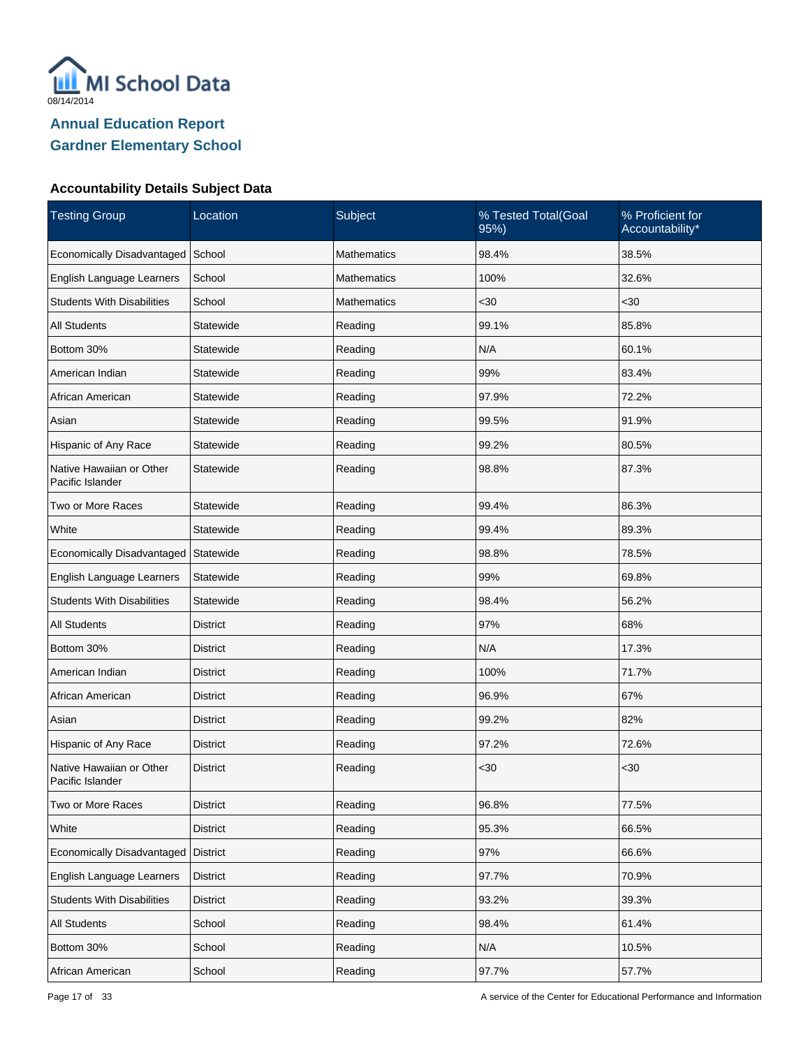MI School Data

08/14/2014

## Annual Education Report
## Gardner Elementary School

### Accountability Details Subject Data

| Testing Group | Location | Subject | % Tested Total(Goal 95%) | % Proficient for Accountability* |
|---|---|---|---|---|
| Economically Disadvantaged | School | Mathematics | 98.4% | 38.5% |
| English Language Learners | School | Mathematics | 100% | 32.6% |
| Students With Disabilities | School | Mathematics | <30 | <30 |
| All Students | Statewide | Reading | 99.1% | 85.8% |
| Bottom 30% | Statewide | Reading | N/A | 60.1% |
| American Indian | Statewide | Reading | 99% | 83.4% |
| African American | Statewide | Reading | 97.9% | 72.2% |
| Asian | Statewide | Reading | 99.5% | 91.9% |
| Hispanic of Any Race | Statewide | Reading | 99.2% | 80.5% |
| Native Hawaiian or Other Pacific Islander | Statewide | Reading | 98.8% | 87.3% |
| Two or More Races | Statewide | Reading | 99.4% | 86.3% |
| White | Statewide | Reading | 99.4% | 89.3% |
| Economically Disadvantaged | Statewide | Reading | 98.8% | 78.5% |
| English Language Learners | Statewide | Reading | 99% | 69.8% |
| Students With Disabilities | Statewide | Reading | 98.4% | 56.2% |
| All Students | District | Reading | 97% | 68% |
| Bottom 30% | District | Reading | N/A | 17.3% |
| American Indian | District | Reading | 100% | 71.7% |
| African American | District | Reading | 96.9% | 67% |
| Asian | District | Reading | 99.2% | 82% |
| Hispanic of Any Race | District | Reading | 97.2% | 72.6% |
| Native Hawaiian or Other Pacific Islander | District | Reading | <30 | <30 |
| Two or More Races | District | Reading | 96.8% | 77.5% |
| White | District | Reading | 95.3% | 66.5% |
| Economically Disadvantaged | District | Reading | 97% | 66.6% |
| English Language Learners | District | Reading | 97.7% | 70.9% |
| Students With Disabilities | District | Reading | 93.2% | 39.3% |
| All Students | School | Reading | 98.4% | 61.4% |
| Bottom 30% | School | Reading | N/A | 10.5% |
| African American | School | Reading | 97.7% | 57.7% |

A service of the Center for Educational Performance and Information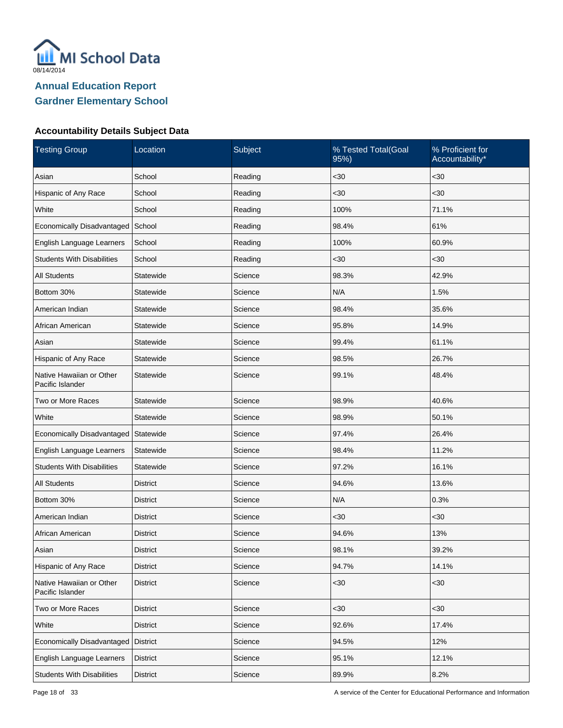MI School Data

08/14/2014

## Annual Education Report
## Gardner Elementary School

### Accountability Details Subject Data

| Testing Group | Location | Subject | % Tested Total(Goal 95%) | % Proficient for Accountability* |
|---|---|---|---|---|
| Asian | School | Reading | <30 | <30 |
| Hispanic of Any Race | School | Reading | <30 | <30 |
| White | School | Reading | 100% | 71.1% |
| Economically Disadvantaged | School | Reading | 98.4% | 61% |
| English Language Learners | School | Reading | 100% | 60.9% |
| Students With Disabilities | School | Reading | <30 | <30 |
| All Students | Statewide | Science | 98.3% | 42.9% |
| Bottom 30% | Statewide | Science | N/A | 1.5% |
| American Indian | Statewide | Science | 98.4% | 35.6% |
| African American | Statewide | Science | 95.8% | 14.9% |
| Asian | Statewide | Science | 99.4% | 61.1% |
| Hispanic of Any Race | Statewide | Science | 98.5% | 26.7% |
| Native Hawaiian or Other Pacific Islander | Statewide | Science | 99.1% | 48.4% |
| Two or More Races | Statewide | Science | 98.9% | 40.6% |
| White | Statewide | Science | 98.9% | 50.1% |
| Economically Disadvantaged | Statewide | Science | 97.4% | 26.4% |
| English Language Learners | Statewide | Science | 98.4% | 11.2% |
| Students With Disabilities | Statewide | Science | 97.2% | 16.1% |
| All Students | District | Science | 94.6% | 13.6% |
| Bottom 30% | District | Science | N/A | 0.3% |
| American Indian | District | Science | <30 | <30 |
| African American | District | Science | 94.6% | 13% |
| Asian | District | Science | 98.1% | 39.2% |
| Hispanic of Any Race | District | Science | 94.7% | 14.1% |
| Native Hawaiian or Other Pacific Islander | District | Science | <30 | <30 |
| Two or More Races | District | Science | <30 | <30 |
| White | District | Science | 92.6% | 17.4% |
| Economically Disadvantaged | District | Science | 94.5% | 12% |
| English Language Learners | District | Science | 95.1% | 12.1% |
| Students With Disabilities | District | Science | 89.9% | 8.2% |

A service of the Center for Educational Performance and Information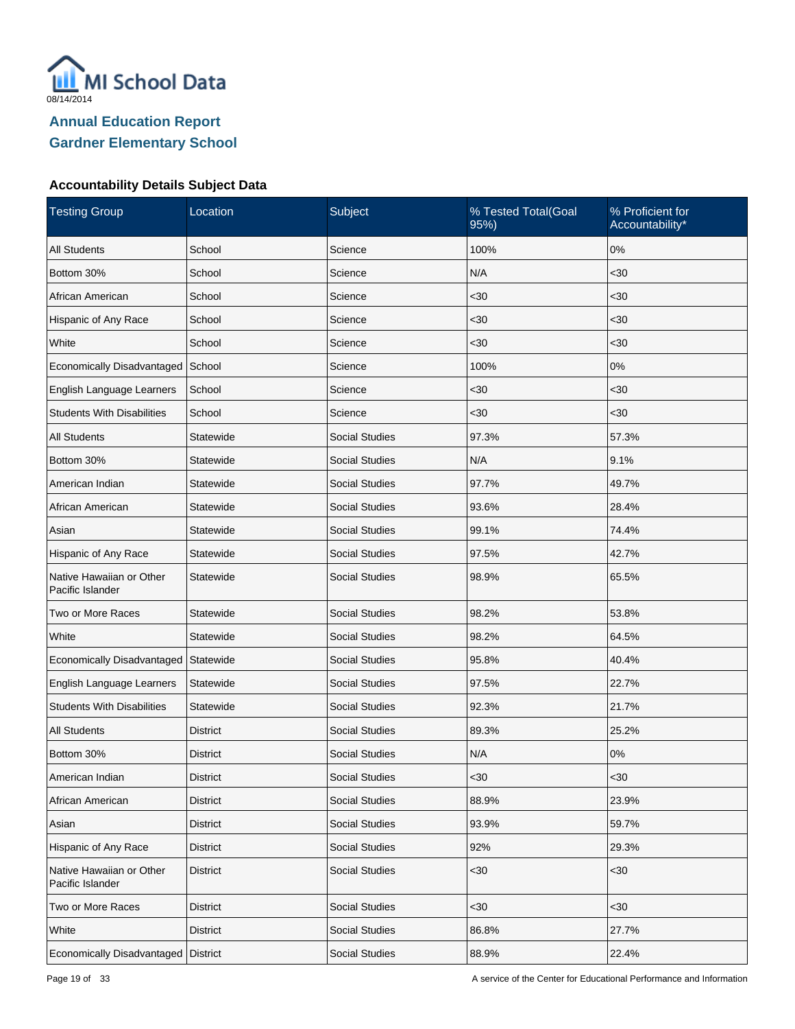MI School Data

08/14/2014

## Annual Education Report
## Gardner Elementary School

### Accountability Details Subject Data

| Testing Group | Location | Subject | % Tested Total(Goal 95%) | % Proficient for Accountability* |
|---|---|---|---|---|
| All Students | School | Science | 100% | 0% |
| Bottom 30% | School | Science | N/A | <30 |
| African American | School | Science | <30 | <30 |
| Hispanic of Any Race | School | Science | <30 | <30 |
| White | School | Science | <30 | <30 |
| Economically Disadvantaged | School | Science | 100% | 0% |
| English Language Learners | School | Science | <30 | <30 |
| Students With Disabilities | School | Science | <30 | <30 |
| All Students | Statewide | Social Studies | 97.3% | 57.3% |
| Bottom 30% | Statewide | Social Studies | N/A | 9.1% |
| American Indian | Statewide | Social Studies | 97.7% | 49.7% |
| African American | Statewide | Social Studies | 93.6% | 28.4% |
| Asian | Statewide | Social Studies | 99.1% | 74.4% |
| Hispanic of Any Race | Statewide | Social Studies | 97.5% | 42.7% |
| Native Hawaiian or Other Pacific Islander | Statewide | Social Studies | 98.9% | 65.5% |
| Two or More Races | Statewide | Social Studies | 98.2% | 53.8% |
| White | Statewide | Social Studies | 98.2% | 64.5% |
| Economically Disadvantaged | Statewide | Social Studies | 95.8% | 40.4% |
| English Language Learners | Statewide | Social Studies | 97.5% | 22.7% |
| Students With Disabilities | Statewide | Social Studies | 92.3% | 21.7% |
| All Students | District | Social Studies | 89.3% | 25.2% |
| Bottom 30% | District | Social Studies | N/A | 0% |
| American Indian | District | Social Studies | <30 | <30 |
| African American | District | Social Studies | 88.9% | 23.9% |
| Asian | District | Social Studies | 93.9% | 59.7% |
| Hispanic of Any Race | District | Social Studies | 92% | 29.3% |
| Native Hawaiian or Other Pacific Islander | District | Social Studies | <30 | <30 |
| Two or More Races | District | Social Studies | <30 | <30 |
| White | District | Social Studies | 86.8% | 27.7% |
| Economically Disadvantaged | District | Social Studies | 88.9% | 22.4% |

A service of the Center for Educational Performance and Information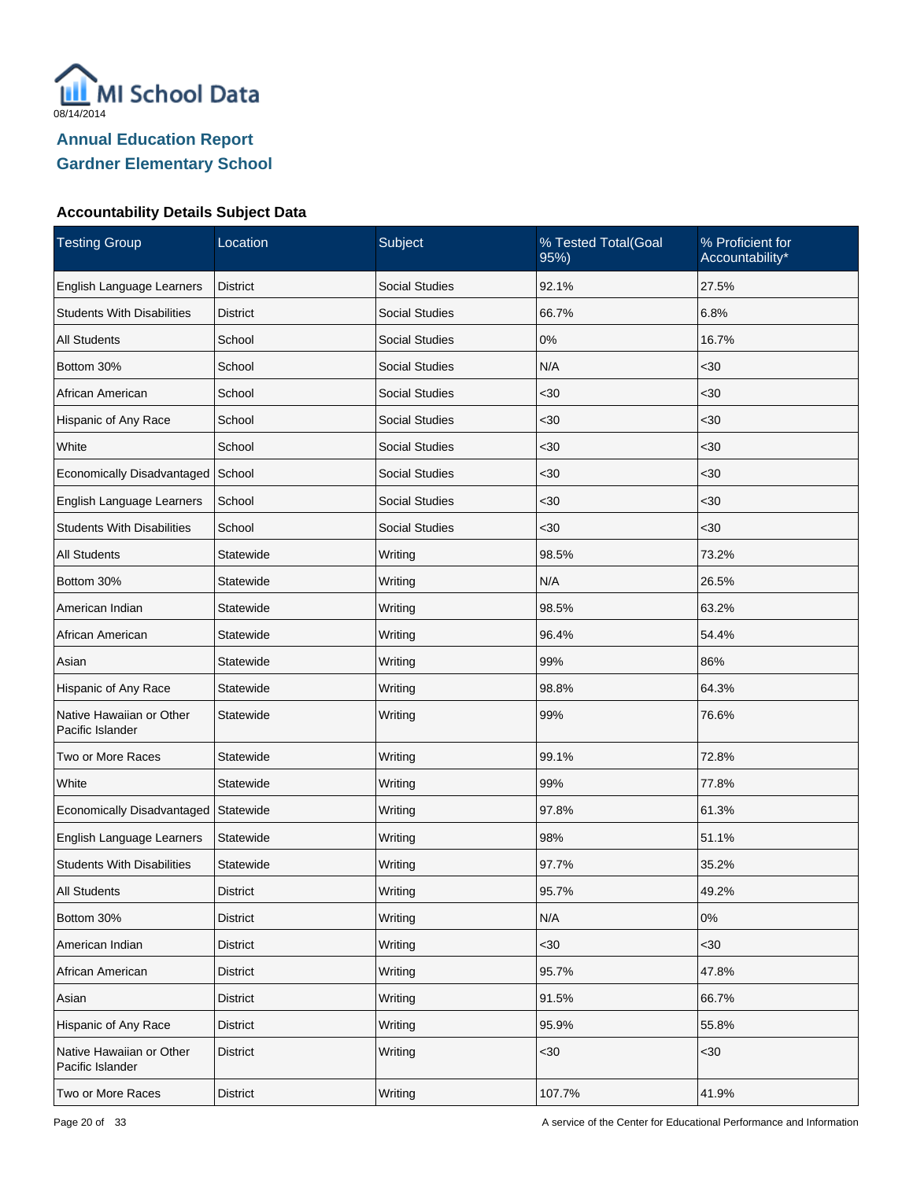08/14/2014

## Annual Education Report
## Gardner Elementary School

### Accountability Details Subject Data

| Testing Group | Location | Subject | % Tested Total(Goal 95%) | % Proficient for Accountability* |
|---|---|---|---|---|
| English Language Learners | District | Social Studies | 92.1% | 27.5% |
| Students With Disabilities | District | Social Studies | 66.7% | 6.8% |
| All Students | School | Social Studies | 0% | 16.7% |
| Bottom 30% | School | Social Studies | N/A | <30 |
| African American | School | Social Studies | <30 | <30 |
| Hispanic of Any Race | School | Social Studies | <30 | <30 |
| White | School | Social Studies | <30 | <30 |
| Economically Disadvantaged | School | Social Studies | <30 | <30 |
| English Language Learners | School | Social Studies | <30 | <30 |
| Students With Disabilities | School | Social Studies | <30 | <30 |
| All Students | Statewide | Writing | 98.5% | 73.2% |
| Bottom 30% | Statewide | Writing | N/A | 26.5% |
| American Indian | Statewide | Writing | 98.5% | 63.2% |
| African American | Statewide | Writing | 96.4% | 54.4% |
| Asian | Statewide | Writing | 99% | 86% |
| Hispanic of Any Race | Statewide | Writing | 98.8% | 64.3% |
| Native Hawaiian or Other Pacific Islander | Statewide | Writing | 99% | 76.6% |
| Two or More Races | Statewide | Writing | 99.1% | 72.8% |
| White | Statewide | Writing | 99% | 77.8% |
| Economically Disadvantaged | Statewide | Writing | 97.8% | 61.3% |
| English Language Learners | Statewide | Writing | 98% | 51.1% |
| Students With Disabilities | Statewide | Writing | 97.7% | 35.2% |
| All Students | District | Writing | 95.7% | 49.2% |
| Bottom 30% | District | Writing | N/A | 0% |
| American Indian | District | Writing | <30 | <30 |
| African American | District | Writing | 95.7% | 47.8% |
| Asian | District | Writing | 91.5% | 66.7% |
| Hispanic of Any Race | District | Writing | 95.9% | 55.8% |
| Native Hawaiian or Other Pacific Islander | District | Writing | <30 | <30 |
| Two or More Races | District | Writing | 107.7% | 41.9% |

A service of the Center for Educational Performance and Information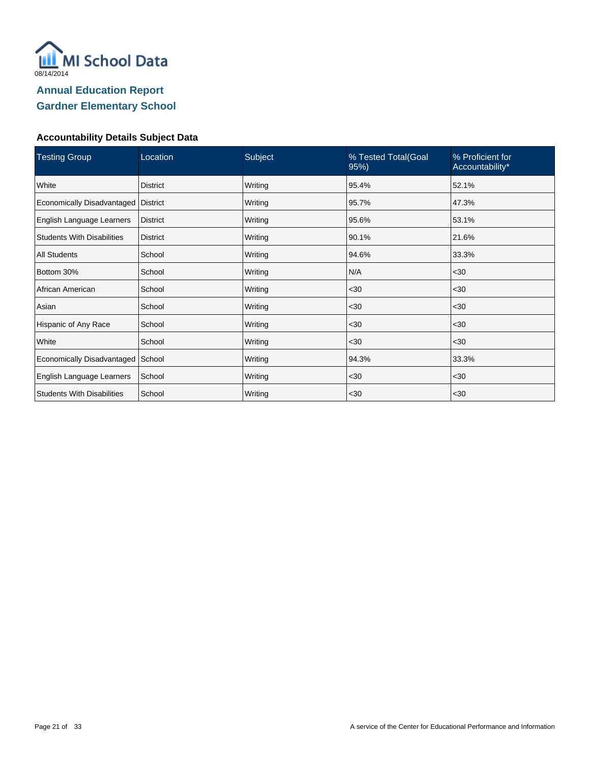MI School Data

08/14/2014

## Annual Education Report
## Gardner Elementary School

### Accountability Details Subject Data

| Testing Group | Location | Subject | % Tested Total(Goal 95%) | % Proficient for Accountability* |
|---|---|---|---|---|
| White | District | Writing | 95.4% | 52.1% |
| Economically Disadvantaged | District | Writing | 95.7% | 47.3% |
| English Language Learners | District | Writing | 95.6% | 53.1% |
| Students With Disabilities | District | Writing | 90.1% | 21.6% |
| All Students | School | Writing | 94.6% | 33.3% |
| Bottom 30% | School | Writing | N/A | <30 |
| African American | School | Writing | <30 | <30 |
| Asian | School | Writing | <30 | <30 |
| Hispanic of Any Race | School | Writing | <30 | <30 |
| White | School | Writing | <30 | <30 |
| Economically Disadvantaged | School | Writing | 94.3% | 33.3% |
| English Language Learners | School | Writing | <30 | <30 |
| Students With Disabilities | School | Writing | <30 | <30 |

A service of the Center for Educational Performance and Information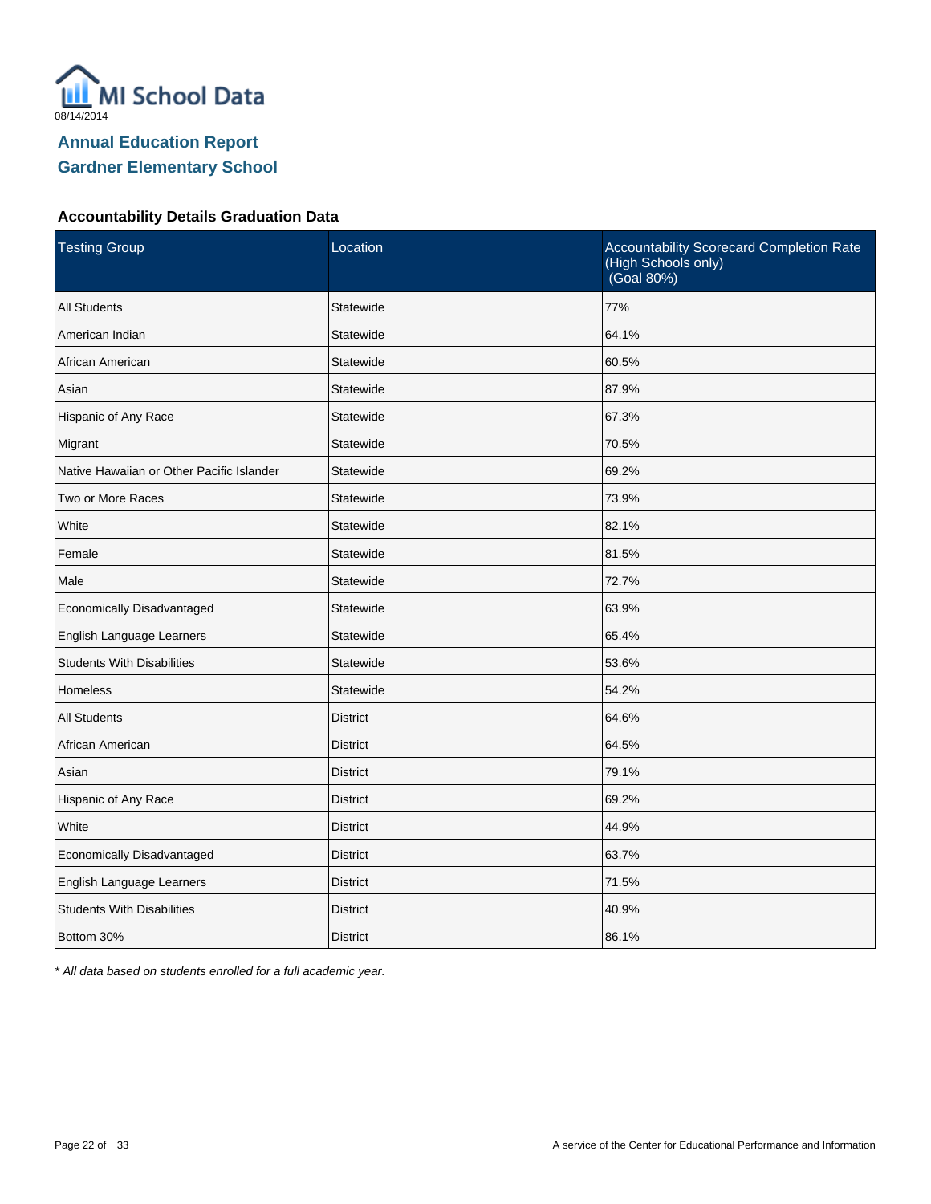MI School Data

08/14/2014

## Annual Education Report
## Gardner Elementary School

### Accountability Details Graduation Data

| Testing Group | Location | Accountability Scorecard Completion Rate (High Schools only) (Goal 80%) |
| --- | --- | --- |
| All Students | Statewide | 77% |
| American Indian | Statewide | 64.1% |
| African American | Statewide | 60.5% |
| Asian | Statewide | 87.9% |
| Hispanic of Any Race | Statewide | 67.3% |
| Migrant | Statewide | 70.5% |
| Native Hawaiian or Other Pacific Islander | Statewide | 69.2% |
| Two or More Races | Statewide | 73.9% |
| White | Statewide | 82.1% |
| Female | Statewide | 81.5% |
| Male | Statewide | 72.7% |
| Economically Disadvantaged | Statewide | 63.9% |
| English Language Learners | Statewide | 65.4% |
| Students With Disabilities | Statewide | 53.6% |
| Homeless | Statewide | 54.2% |
| All Students | District | 64.6% |
| African American | District | 64.5% |
| Asian | District | 79.1% |
| Hispanic of Any Race | District | 69.2% |
| White | District | 44.9% |
| Economically Disadvantaged | District | 63.7% |
| English Language Learners | District | 71.5% |
| Students With Disabilities | District | 40.9% |
| Bottom 30% | District | 86.1% |

*\* All data based on students enrolled for a full academic year.*

A service of the Center for Educational Performance and Information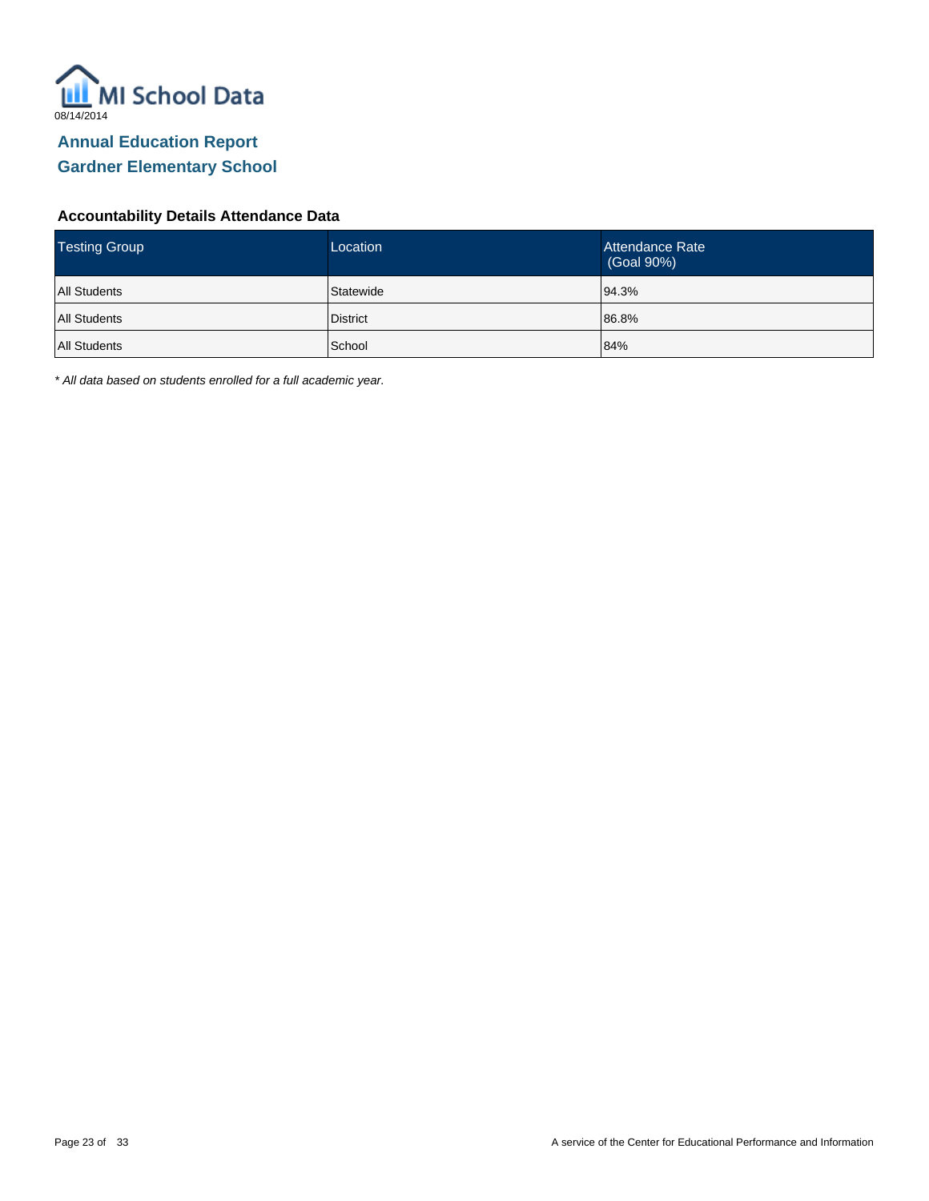MI School Data

08/14/2014

## Annual Education Report
## Gardner Elementary School

### Accountability Details Attendance Data

| Testing Group | Location | Attendance Rate (Goal 90%) |
|---|---|---|
| All Students | Statewide | 94.3% |
| All Students | District | 86.8% |
| All Students | School | 84% |

*\* All data based on students enrolled for a full academic year.*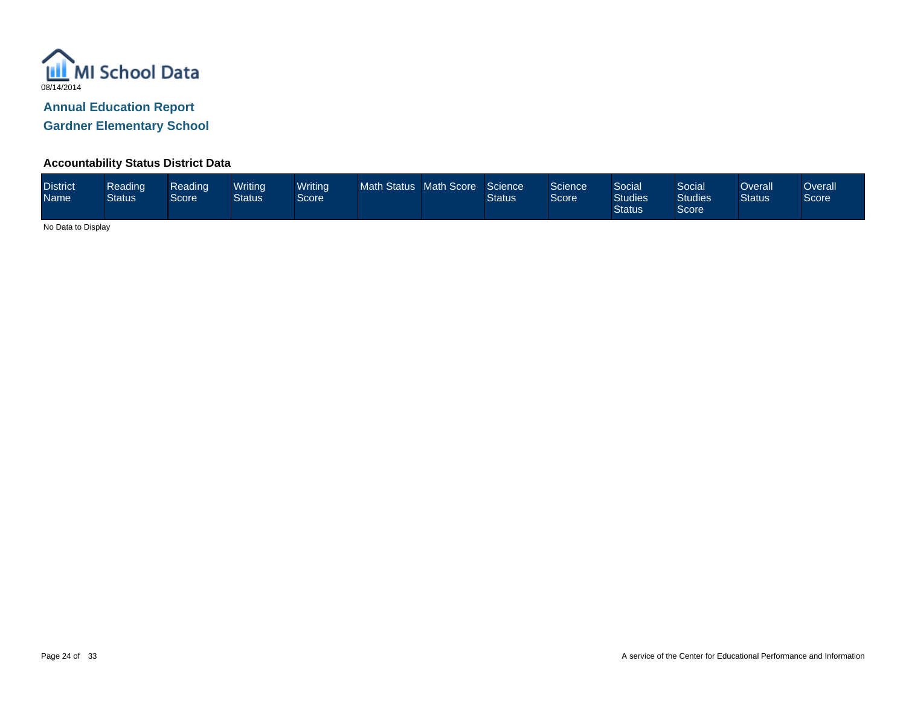MI School Data

08/14/2014

## Annual Education Report

## Gardner Elementary School

### Accountability Status District Data

| District Name | Reading Status | Reading Score | Writing Status | Writing Score | Math Status | Math Score | Science Status | Science Score | Social Studies Status | Social Studies Score | Overall Status | Overall Score |
|---|---|---|---|---|---|---|---|---|---|---|---|---|

No Data to Display

A service of the Center for Educational Performance and Information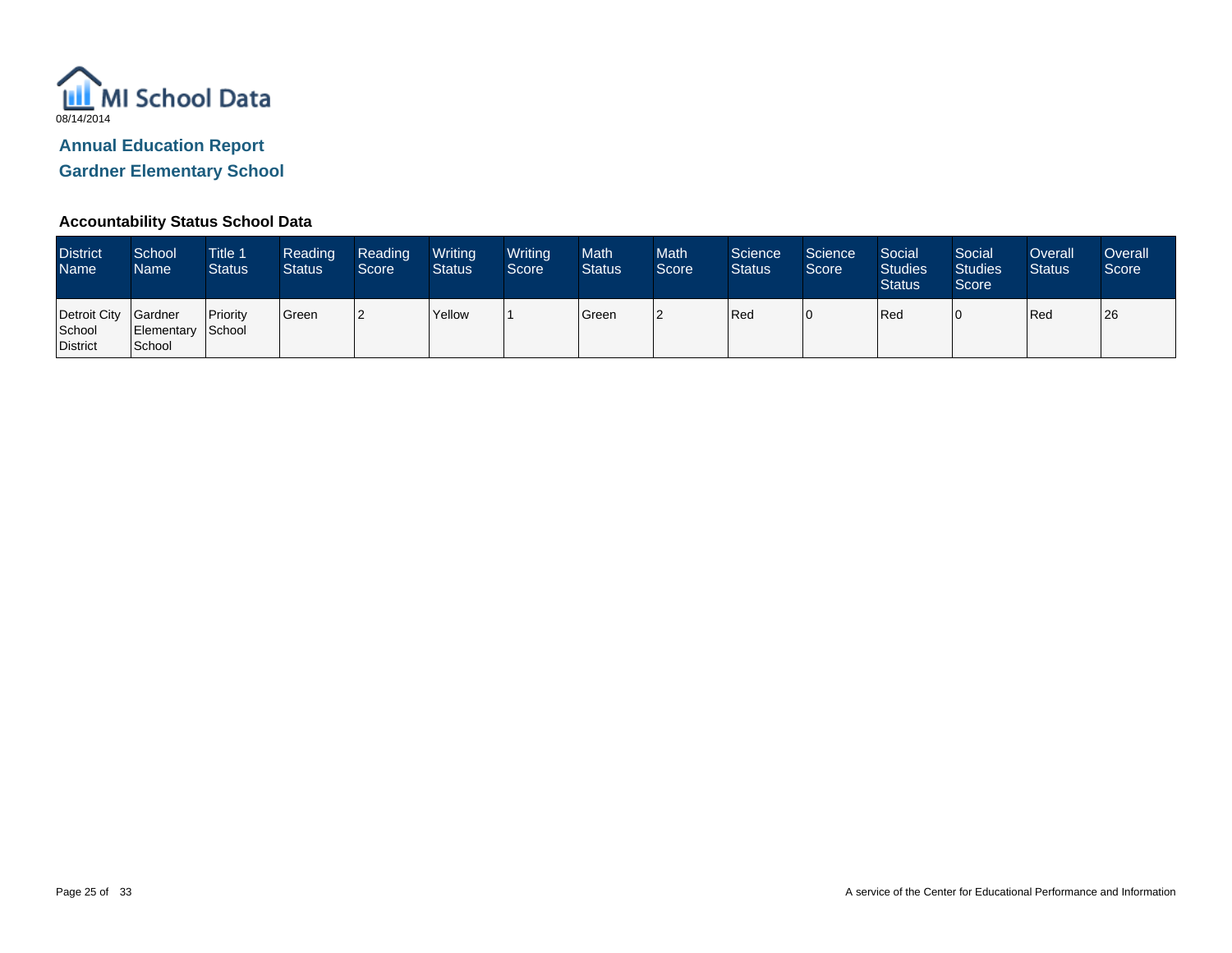MI School Data

08/14/2014

## Annual Education Report

## Gardner Elementary School

### Accountability Status School Data

| District Name | School Name | Title 1 Status | Reading Status | Reading Score | Writing Status | Writing Score | Math Status | Math Score | Science Status | Science Score | Social Studies Status | Social Studies Score | Overall Status | Overall Score |
|---|---|---|---|---|---|---|---|---|---|---|---|---|---|---|
| Detroit City School District | Gardner Elementary School | Priority School | Green | 2 | Yellow | 1 | Green | 2 | Red | 0 | Red | 0 | Red | 26 |

A service of the Center for Educational Performance and Information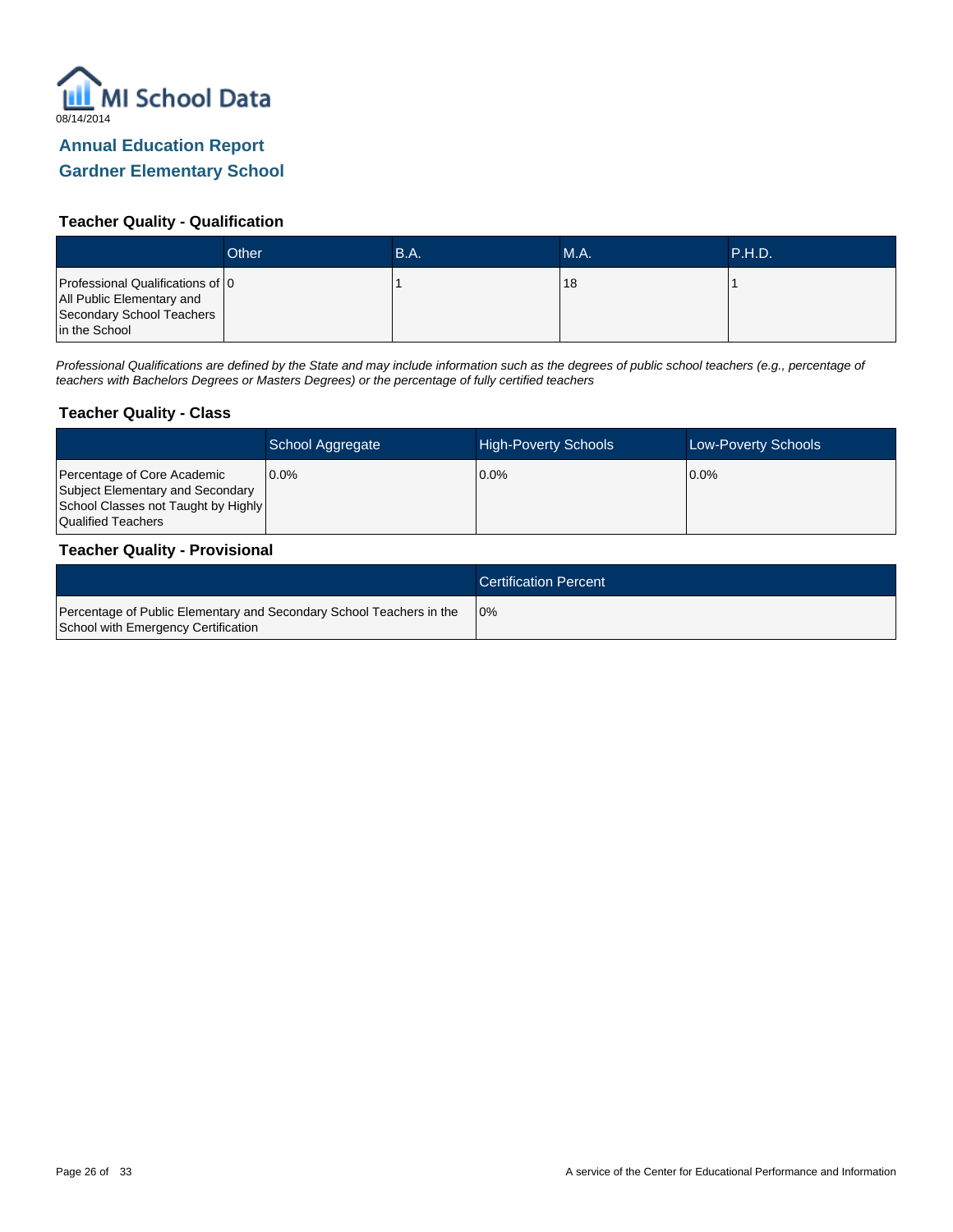MI School Data

08/14/2014

## Annual Education Report
## Gardner Elementary School

### Teacher Quality - Qualification

| | Other | B.A. | M.A. | P.H.D. |
|---|---|---|---|---|
| Professional Qualifications of All Public Elementary and Secondary School Teachers in the School | 0 | 1 | 18 | 1 |

*Professional Qualifications are defined by the State and may include information such as the degrees of public school teachers (e.g., percentage of teachers with Bachelors Degrees or Masters Degrees) or the percentage of fully certified teachers*

### Teacher Quality - Class

| | School Aggregate | High-Poverty Schools | Low-Poverty Schools |
|---|---|---|---|
| Percentage of Core Academic Subject Elementary and Secondary School Classes not Taught by Highly Qualified Teachers | 0.0% | 0.0% | 0.0% |

### Teacher Quality - Provisional

| | Certification Percent |
|---|---|
| Percentage of Public Elementary and Secondary School Teachers in the School with Emergency Certification | 0% |

A service of the Center for Educational Performance and Information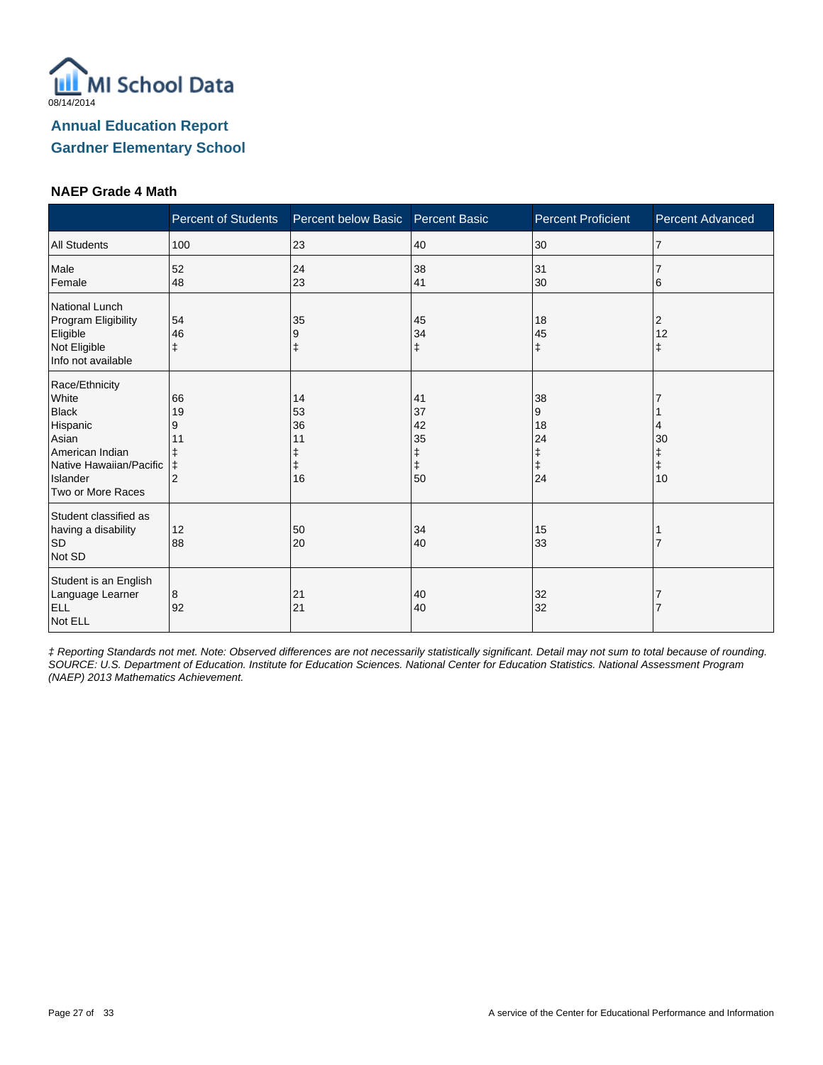MI School Data
08/14/2014

## Annual Education Report
## Gardner Elementary School

### NAEP Grade 4 Math

| | Percent of Students | Percent below Basic | Percent Basic | Percent Proficient | Percent Advanced |
|---|---|---|---|---|---|
| All Students | 100 | 23 | 40 | 30 | 7 |
| Male | 52 | 24 | 38 | 31 | 7 |
| Female | 48 | 23 | 41 | 30 | 6 |
| National Lunch Program Eligibility | | | | | |
| Eligible | 54 | 35 | 45 | 18 | 2 |
| Not Eligible | 46 | 9 | 34 | 45 | 12 |
| Info not available | ‡ | ‡ | ‡ | ‡ | ‡ |
| Race/Ethnicity | | | | | |
| White | 66 | 14 | 41 | 38 | 7 |
| Black | 19 | 53 | 37 | 9 | 1 |
| Hispanic | 9 | 36 | 42 | 18 | 4 |
| Asian | 11 | 11 | 35 | 24 | 30 |
| American Indian | ‡ | ‡ | ‡ | ‡ | ‡ |
| Native Hawaiian/Pacific Islander | ‡ | ‡ | ‡ | ‡ | ‡ |
| Two or More Races | 2 | 16 | 50 | 24 | 10 |
| Student classified as having a disability | | | | | |
| SD | 12 | 50 | 34 | 15 | 1 |
| Not SD | 88 | 20 | 40 | 33 | 7 |
| Student is an English Language Learner | | | | | |
| ELL | 8 | 21 | 40 | 32 | 7 |
| Not ELL | 92 | 21 | 40 | 32 | 7 |

*‡ Reporting Standards not met. Note: Observed differences are not necessarily statistically significant. Detail may not sum to total because of rounding. SOURCE: U.S. Department of Education. Institute for Education Sciences. National Center for Education Statistics. National Assessment Program (NAEP) 2013 Mathematics Achievement.*

A service of the Center for Educational Performance and Information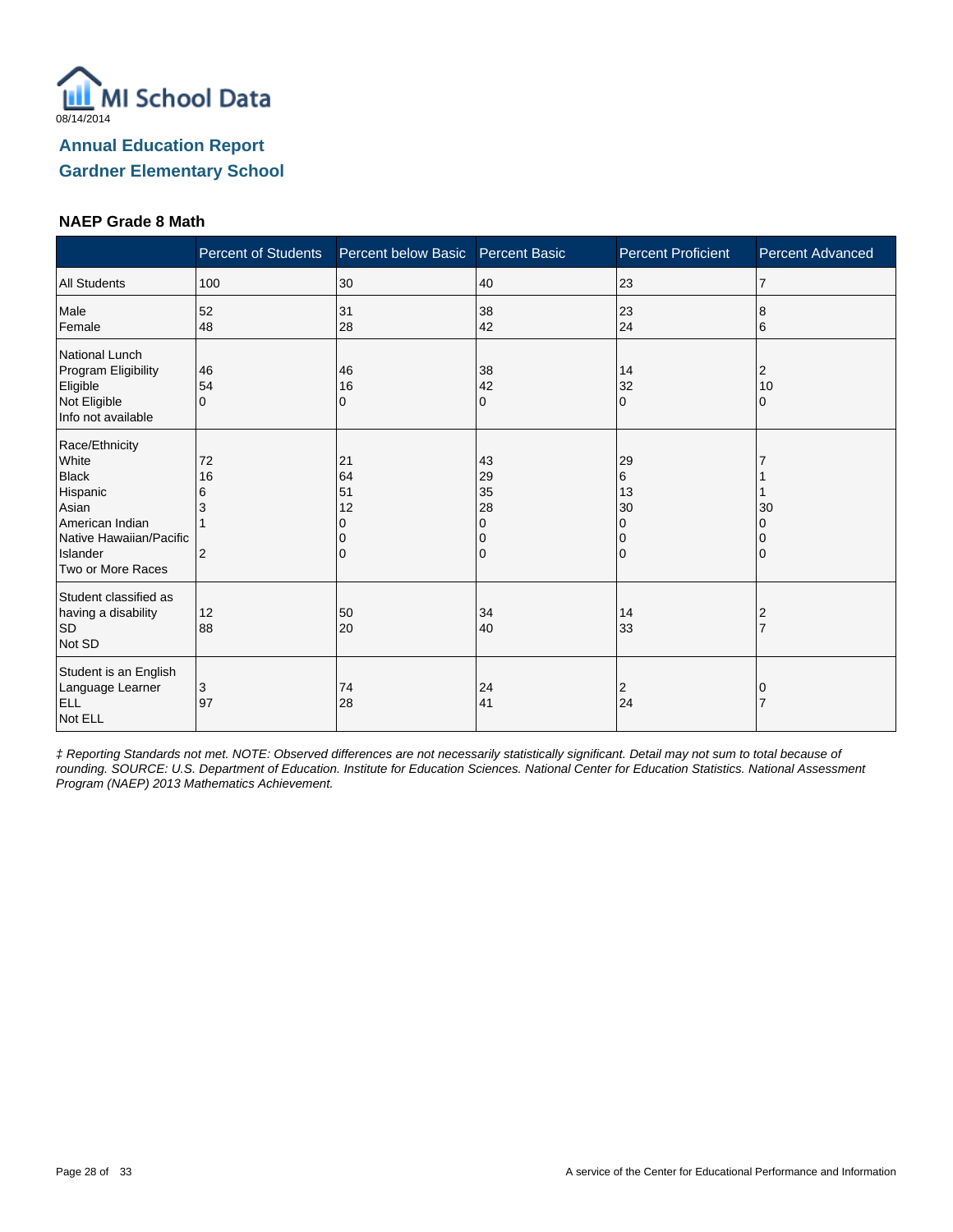MI School Data

08/14/2014

## Annual Education Report

## Gardner Elementary School

### NAEP Grade 8 Math

| | Percent of Students | Percent below Basic | Percent Basic | Percent Proficient | Percent Advanced |
|---|---|---|---|---|---|
| All Students | 100 | 30 | 40 | 23 | 7 |
| Male | 52 | 31 | 38 | 23 | 8 |
| Female | 48 | 28 | 42 | 24 | 6 |
| National Lunch Program Eligibility | | | | | |
| Eligible | 46 | 46 | 38 | 14 | 2 |
| Not Eligible | 54 | 16 | 42 | 32 | 10 |
| Info not available | 0 | 0 | 0 | 0 | 0 |
| Race/Ethnicity | | | | | |
| White | 72 | 21 | 43 | 29 | 7 |
| Black | 16 | 64 | 29 | 6 | 1 |
| Hispanic | 6 | 51 | 35 | 13 | 1 |
| Asian | 3 | 12 | 28 | 30 | 30 |
| American Indian | 1 | 0 | 0 | 0 | 0 |
| Native Hawaiian/Pacific Islander | | 0 | 0 | 0 | 0 |
| Two or More Races | 2 | 0 | 0 | 0 | 0 |
| Student classified as having a disability | | | | | |
| SD | 12 | 50 | 34 | 14 | 2 |
| Not SD | 88 | 20 | 40 | 33 | 7 |
| Student is an English Language Learner | | | | | |
| ELL | 3 | 74 | 24 | 2 | 0 |
| Not ELL | 97 | 28 | 41 | 24 | 7 |

*‡ Reporting Standards not met. NOTE: Observed differences are not necessarily statistically significant. Detail may not sum to total because of rounding. SOURCE: U.S. Department of Education. Institute for Education Sciences. National Center for Education Statistics. National Assessment Program (NAEP) 2013 Mathematics Achievement.*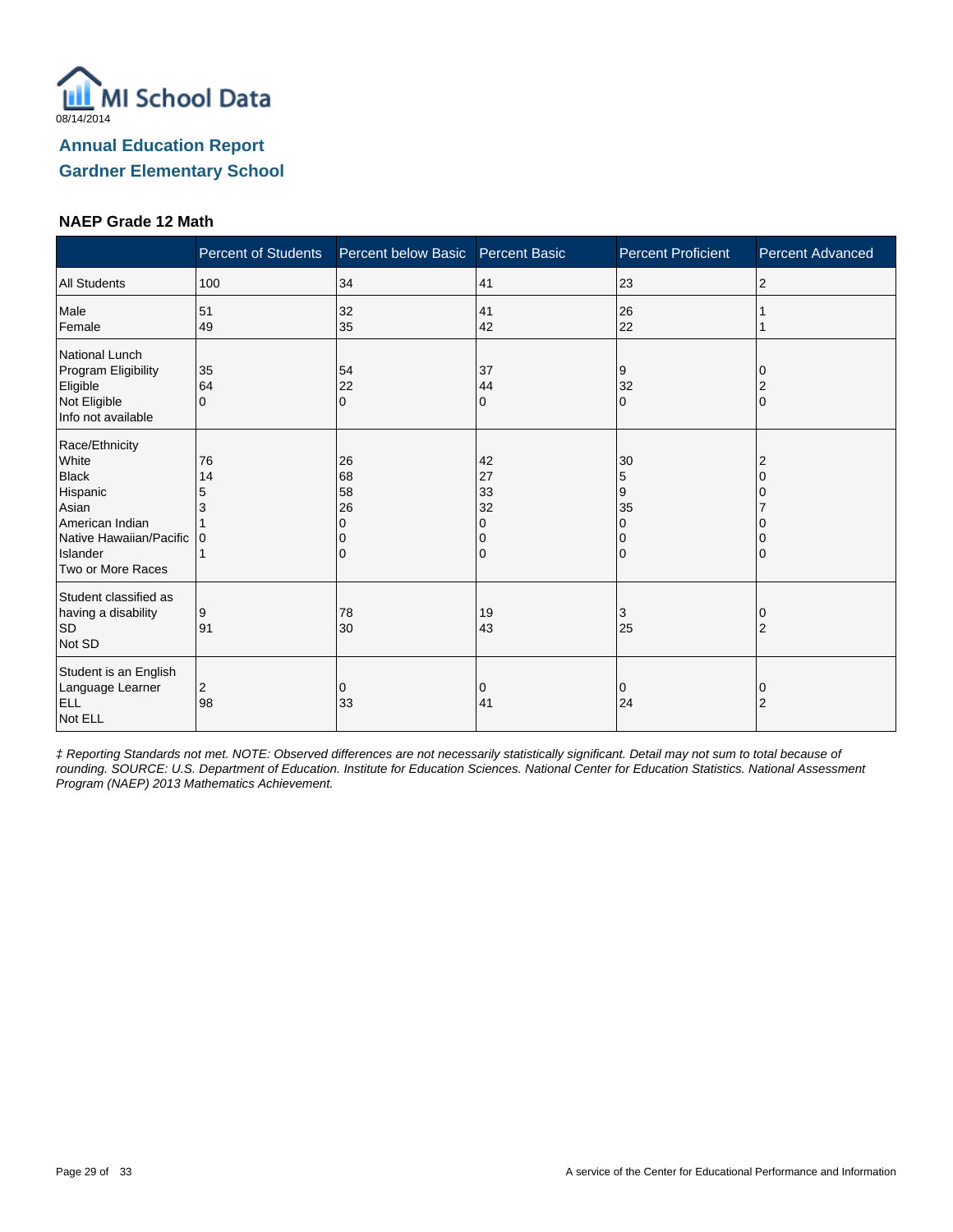MI School Data
08/14/2014

## Annual Education Report
## Gardner Elementary School

### NAEP Grade 12 Math

| | Percent of Students | Percent below Basic | Percent Basic | Percent Proficient | Percent Advanced |
|---|---|---|---|---|---|
| All Students | 100 | 34 | 41 | 23 | 2 |
| Male<br>Female | 51<br>49 | 32<br>35 | 41<br>42 | 26<br>22 | 1<br>1 |
| National Lunch Program Eligibility<br>Eligible<br>Not Eligible<br>Info not available | 35<br>64<br>0 | 54<br>22<br>0 | 37<br>44<br>0 | 9<br>32<br>0 | 0<br>2<br>0 |
| Race/Ethnicity<br>White<br>Black<br>Hispanic<br>Asian<br>American Indian<br>Native Hawaiian/Pacific Islander<br>Two or More Races | 76<br>14<br>5<br>3<br>1<br>0<br>1 | 26<br>68<br>58<br>26<br>0<br>0<br>0 | 42<br>27<br>33<br>32<br>0<br>0<br>0 | 30<br>5<br>9<br>35<br>0<br>0<br>0 | 2<br>0<br>0<br>7<br>0<br>0<br>0 |
| Student classified as having a disability<br>SD<br>Not SD | 9<br>91 | 78<br>30 | 19<br>43 | 3<br>25 | 0<br>2 |
| Student is an English Language Learner<br>ELL<br>Not ELL | 2<br>98 | 0<br>33 | 0<br>41 | 0<br>24 | 0<br>2 |

*‡ Reporting Standards not met. NOTE: Observed differences are not necessarily statistically significant. Detail may not sum to total because of rounding. SOURCE: U.S. Department of Education. Institute for Education Sciences. National Center for Education Statistics. National Assessment Program (NAEP) 2013 Mathematics Achievement.*

A service of the Center for Educational Performance and Information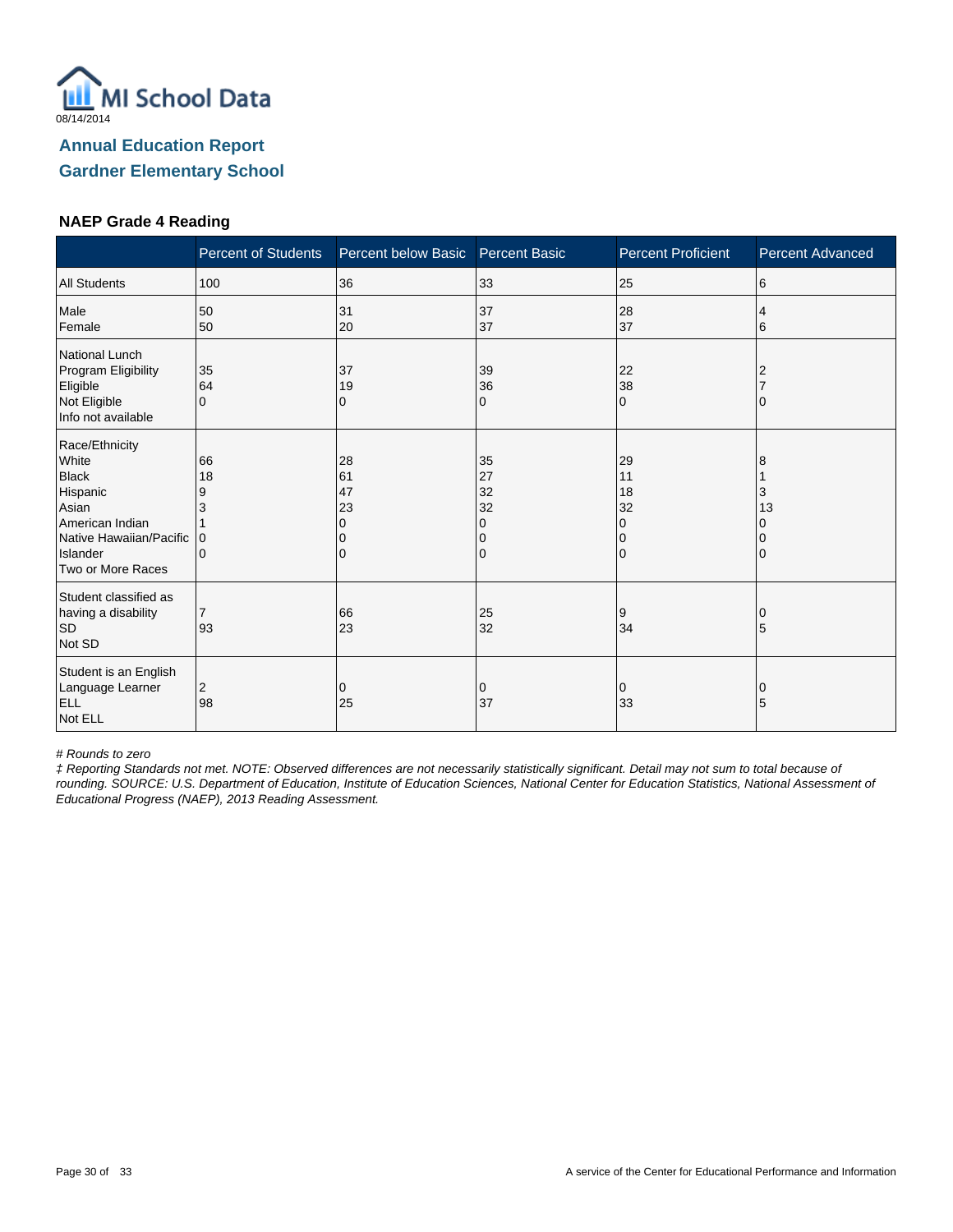MI School Data

08/14/2014

## Annual Education Report
## Gardner Elementary School

### NAEP Grade 4 Reading

| | Percent of Students | Percent below Basic | Percent Basic | Percent Proficient | Percent Advanced |
|---|---|---|---|---|---|
| All Students | 100 | 36 | 33 | 25 | 6 |
| Male | 50 | 31 | 37 | 28 | 4 |
| Female | 50 | 20 | 37 | 37 | 6 |
| National Lunch Program Eligibility | | | | | |
| Eligible | 35 | 37 | 39 | 22 | 2 |
| Not Eligible | 64 | 19 | 36 | 38 | 7 |
| Info not available | 0 | 0 | 0 | 0 | 0 |
| Race/Ethnicity | | | | | |
| White | 66 | 28 | 35 | 29 | 8 |
| Black | 18 | 61 | 27 | 11 | 1 |
| Hispanic | 9 | 47 | 32 | 18 | 3 |
| Asian | 3 | 23 | 32 | 32 | 13 |
| American Indian | 1 | 0 | 0 | 0 | 0 |
| Native Hawaiian/Pacific Islander | 0 | 0 | 0 | 0 | 0 |
| Two or More Races | 0 | 0 | 0 | 0 | 0 |
| Student classified as having a disability | | | | | |
| SD | 7 | 66 | 25 | 9 | 0 |
| Not SD | 93 | 23 | 32 | 34 | 5 |
| Student is an English Language Learner | | | | | |
| ELL | 2 | 0 | 0 | 0 | 0 |
| Not ELL | 98 | 25 | 37 | 33 | 5 |

*# Rounds to zero*

*‡ Reporting Standards not met. NOTE: Observed differences are not necessarily statistically significant. Detail may not sum to total because of rounding. SOURCE: U.S. Department of Education, Institute of Education Sciences, National Center for Education Statistics, National Assessment of Educational Progress (NAEP), 2013 Reading Assessment.*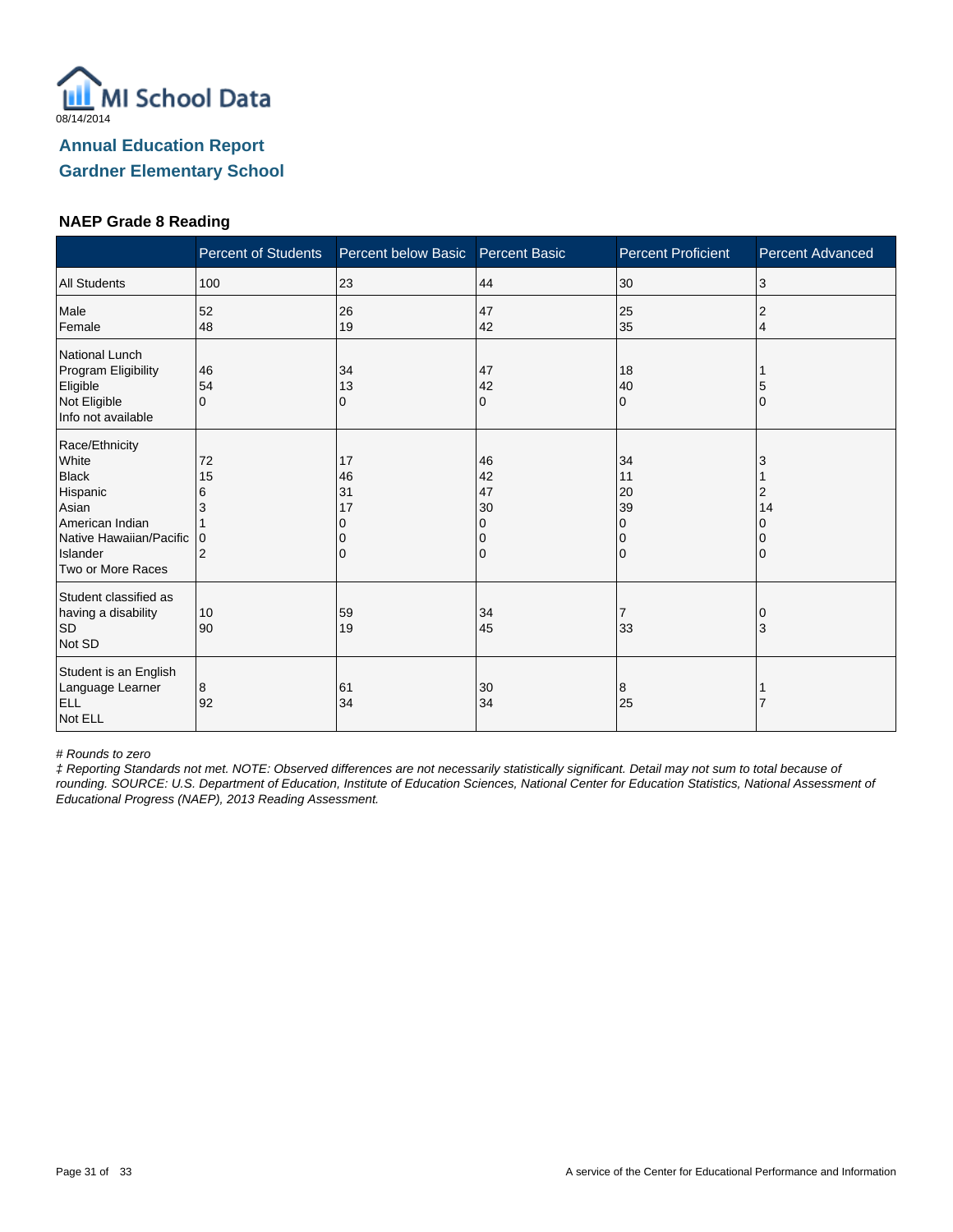MI School Data
08/14/2014

## Annual Education Report
## Gardner Elementary School

### NAEP Grade 8 Reading

| | Percent of Students | Percent below Basic | Percent Basic | Percent Proficient | Percent Advanced |
|---|---|---|---|---|---|
| All Students | 100 | 23 | 44 | 30 | 3 |
| Male | 52 | 26 | 47 | 25 | 2 |
| Female | 48 | 19 | 42 | 35 | 4 |
| National Lunch Program Eligibility | | | | | |
| Eligible | 46 | 34 | 47 | 18 | 1 |
| Not Eligible | 54 | 13 | 42 | 40 | 5 |
| Info not available | 0 | 0 | 0 | 0 | 0 |
| Race/Ethnicity | | | | | |
| White | 72 | 17 | 46 | 34 | 3 |
| Black | 15 | 46 | 42 | 11 | 1 |
| Hispanic | 6 | 31 | 47 | 20 | 2 |
| Asian | 3 | 17 | 30 | 39 | 14 |
| American Indian | 1 | 0 | 0 | 0 | 0 |
| Native Hawaiian/Pacific Islander | 0 | 0 | 0 | 0 | 0 |
| Two or More Races | 2 | 0 | 0 | 0 | 0 |
| Student classified as having a disability | | | | | |
| SD | 10 | 59 | 34 | 7 | 0 |
| Not SD | 90 | 19 | 45 | 33 | 3 |
| Student is an English Language Learner | | | | | |
| ELL | 8 | 61 | 30 | 8 | 1 |
| Not ELL | 92 | 34 | 34 | 25 | 7 |

*# Rounds to zero*

*‡ Reporting Standards not met. NOTE: Observed differences are not necessarily statistically significant. Detail may not sum to total because of rounding. SOURCE: U.S. Department of Education, Institute of Education Sciences, National Center for Education Statistics, National Assessment of Educational Progress (NAEP), 2013 Reading Assessment.*

A service of the Center for Educational Performance and Information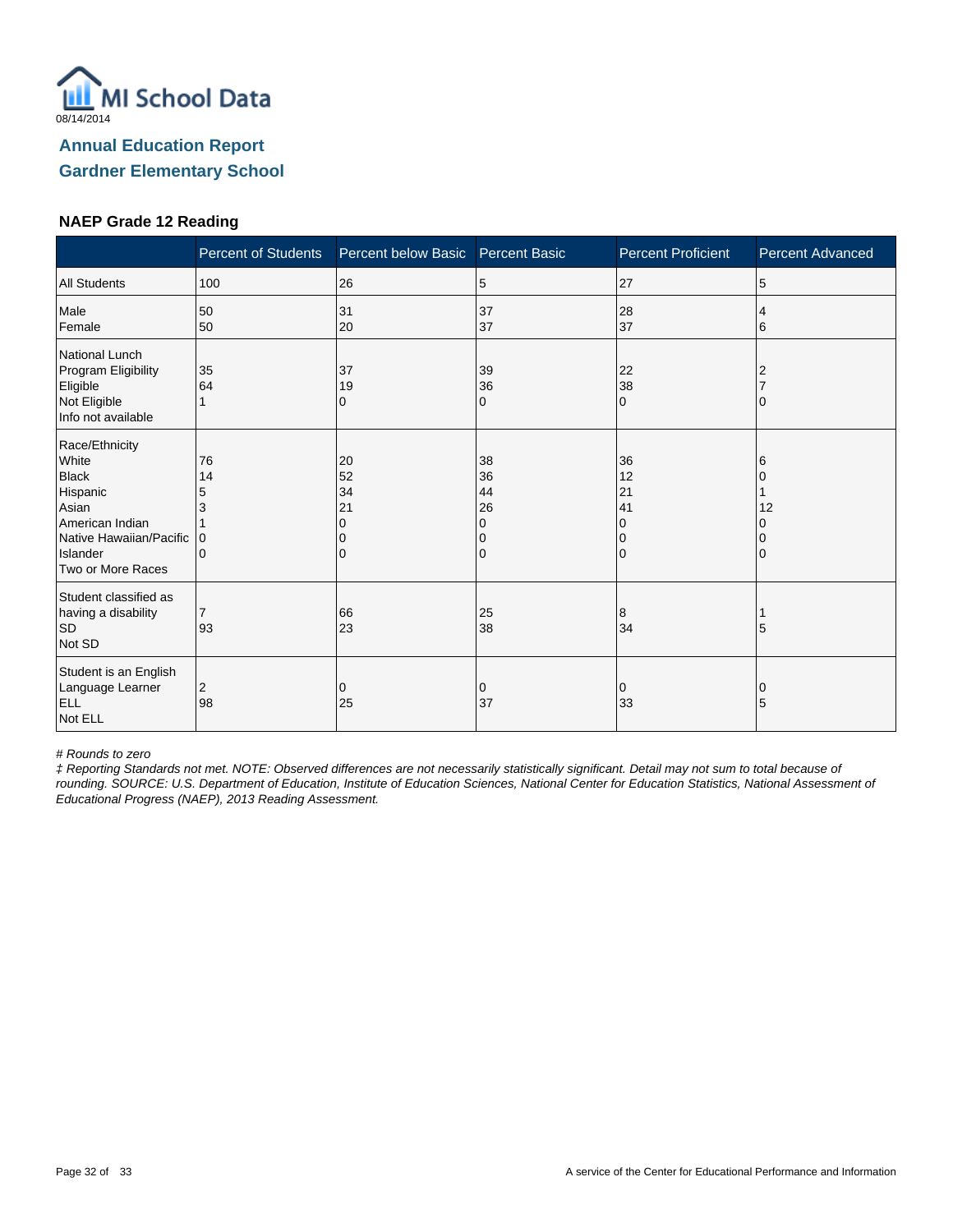MI School Data

08/14/2014

## Annual Education Report

## Gardner Elementary School

### NAEP Grade 12 Reading

| | Percent of Students | Percent below Basic | Percent Basic | Percent Proficient | Percent Advanced |
|---|---|---|---|---|---|
| All Students | 100 | 26 | 5 | 27 | 5 |
| Male | 50 | 31 | 37 | 28 | 4 |
| Female | 50 | 20 | 37 | 37 | 6 |
| National Lunch Program Eligibility | | | | | |
| Eligible | 35 | 37 | 39 | 22 | 2 |
| Not Eligible | 64 | 19 | 36 | 38 | 7 |
| Info not available | 1 | 0 | 0 | 0 | 0 |
| Race/Ethnicity | | | | | |
| White | 76 | 20 | 38 | 36 | 6 |
| Black | 14 | 52 | 36 | 12 | 0 |
| Hispanic | 5 | 34 | 44 | 21 | 1 |
| Asian | 3 | 21 | 26 | 41 | 12 |
| American Indian | 1 | 0 | 0 | 0 | 0 |
| Native Hawaiian/Pacific Islander | 0 | 0 | 0 | 0 | 0 |
| Two or More Races | 0 | 0 | 0 | 0 | 0 |
| Student classified as having a disability | | | | | |
| SD | 7 | 66 | 25 | 8 | 1 |
| Not SD | 93 | 23 | 38 | 34 | 5 |
| Student is an English Language Learner | | | | | |
| ELL | 2 | 0 | 0 | 0 | 0 |
| Not ELL | 98 | 25 | 37 | 33 | 5 |

*# Rounds to zero*

*‡ Reporting Standards not met. NOTE: Observed differences are not necessarily statistically significant. Detail may not sum to total because of rounding. SOURCE: U.S. Department of Education, Institute of Education Sciences, National Center for Education Statistics, National Assessment of Educational Progress (NAEP), 2013 Reading Assessment.*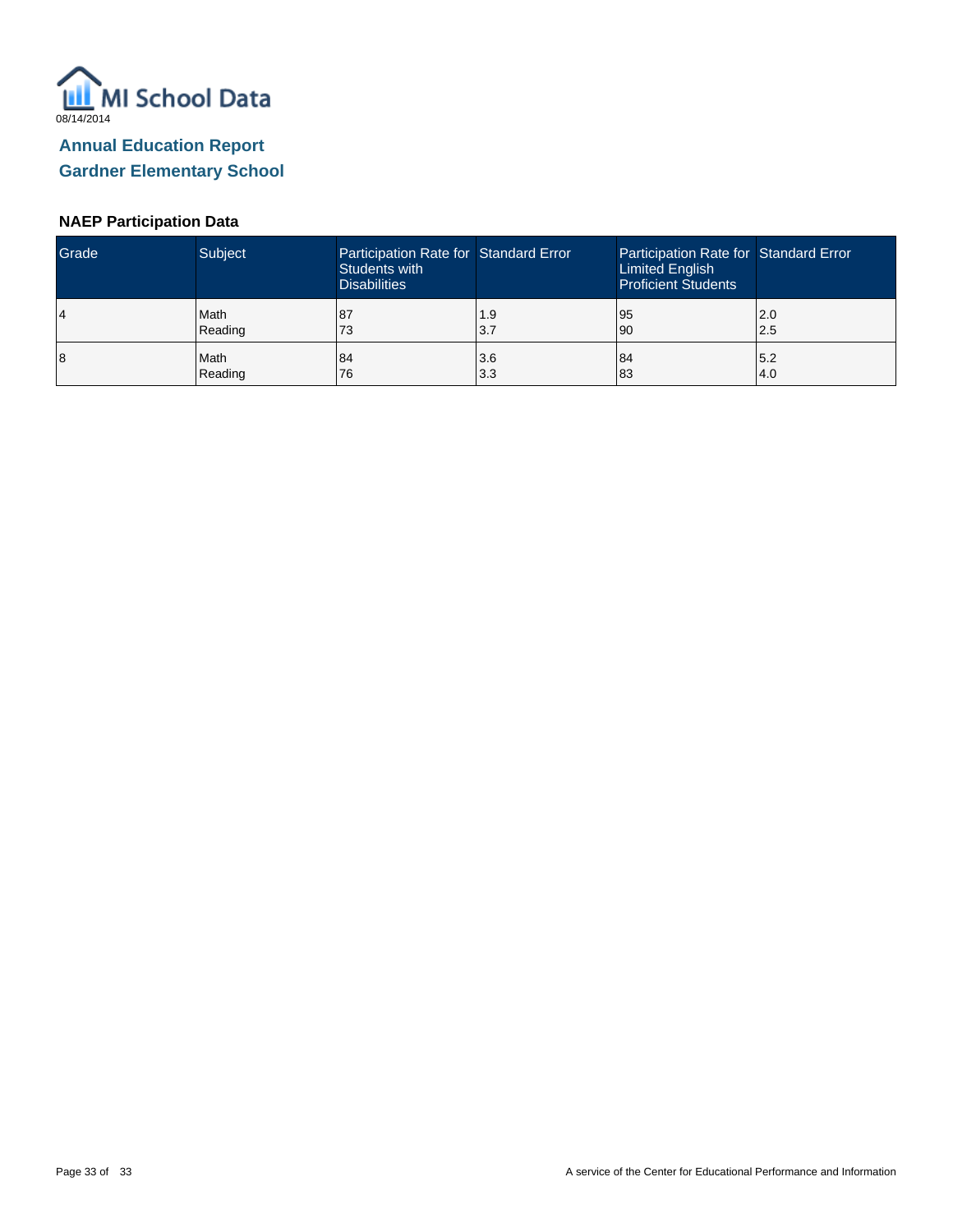MI School Data

08/14/2014

## Annual Education Report

## Gardner Elementary School

### NAEP Participation Data

| Grade | Subject | Participation Rate for Students with Disabilities | Standard Error | Participation Rate for Limited English Proficient Students | Standard Error |
|---|---|---|---|---|---|
| 4 | Math | 87 | 1.9 | 95 | 2.0 |
| | Reading | 73 | 3.7 | 90 | 2.5 |
| 8 | Math | 84 | 3.6 | 84 | 5.2 |
| | Reading | 76 | 3.3 | 83 | 4.0 |